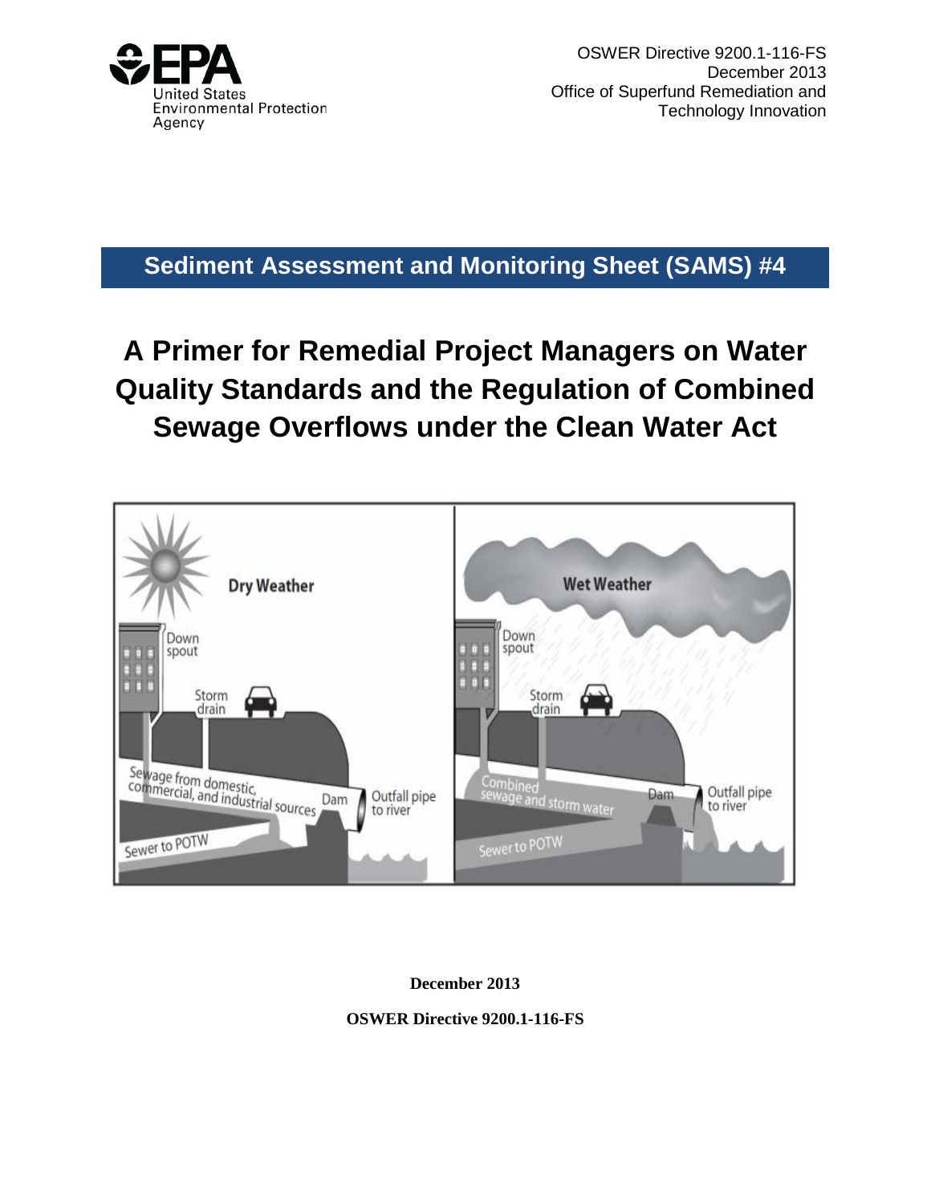United States Environmental Protection Agency

OSWER Directive 9200.1-116-FS
December 2013
Office of Superfund Remediation and Technology Innovation

## Sediment Assessment and Monitoring Sheet (SAMS) #4

# A Primer for Remedial Project Managers on Water Quality Standards and the Regulation of Combined Sewage Overflows under the Clean Water Act

**December 2013**

**OSWER Directive 9200.1-116-FS**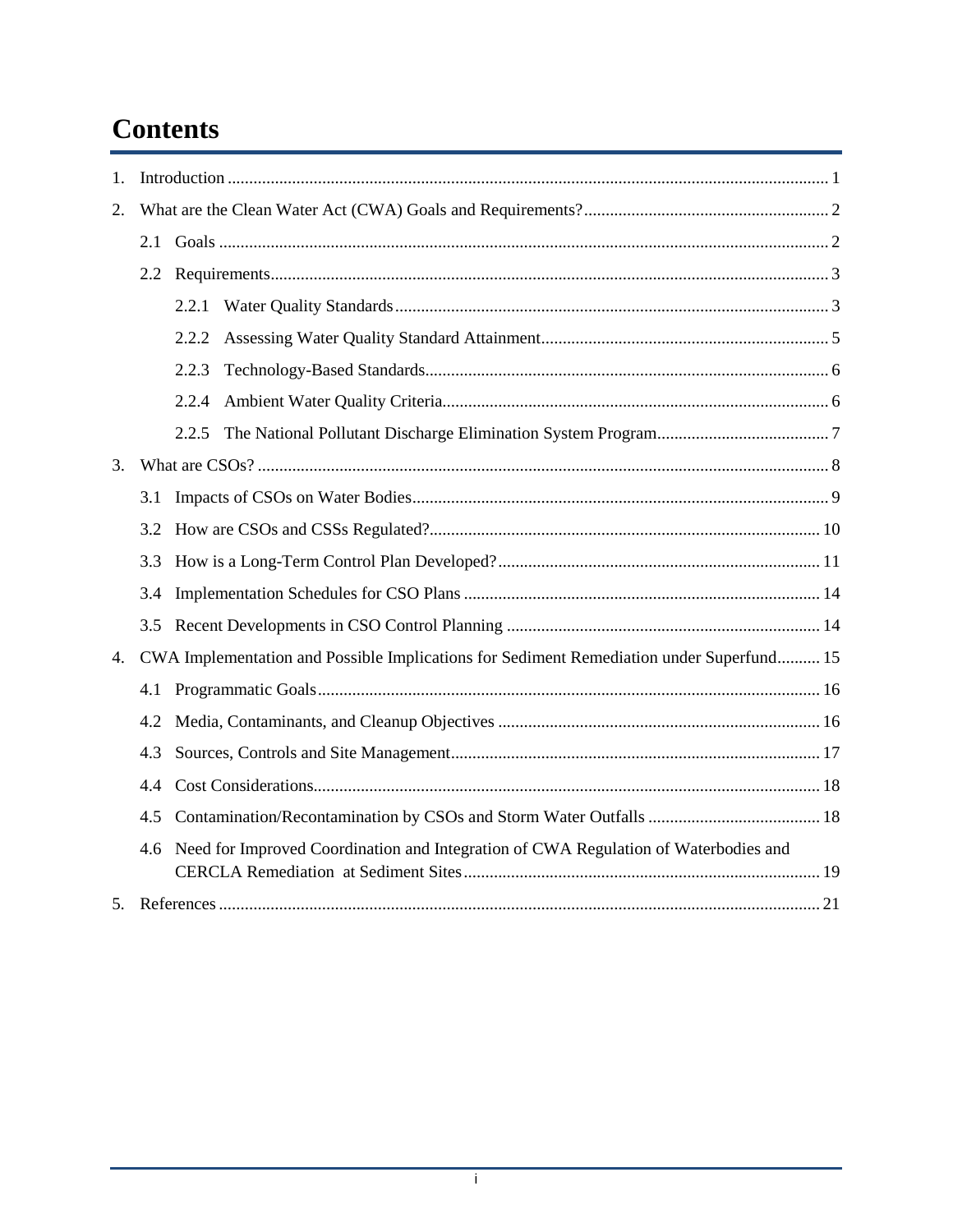# Contents

1. Introduction ............................................................................................................................................ 1
2. What are the Clean Water Act (CWA) Goals and Requirements? ......................................................... 2
   - 2.1 Goals ............................................................................................................................................. 2
   - 2.2 Requirements ................................................................................................................................. 3
     - 2.2.1 Water Quality Standards ..................................................................................................... 3
     - 2.2.2 Assessing Water Quality Standard Attainment ................................................................... 5
     - 2.2.3 Technology-Based Standards ............................................................................................. 6
     - 2.2.4 Ambient Water Quality Criteria ......................................................................................... 6
     - 2.2.5 The National Pollutant Discharge Elimination System Program ........................................ 7
3. What are CSOs? ..................................................................................................................................... 8
   - 3.1 Impacts of CSOs on Water Bodies ................................................................................................. 9
   - 3.2 How are CSOs and CSSs Regulated? ........................................................................................... 10
   - 3.3 How is a Long-Term Control Plan Developed? ........................................................................... 11
   - 3.4 Implementation Schedules for CSO Plans ................................................................................... 14
   - 3.5 Recent Developments in CSO Control Planning ......................................................................... 14
4. CWA Implementation and Possible Implications for Sediment Remediation under Superfund .......... 15
   - 4.1 Programmatic Goals ..................................................................................................................... 16
   - 4.2 Media, Contaminants, and Cleanup Objectives ........................................................................... 16
   - 4.3 Sources, Controls and Site Management ...................................................................................... 17
   - 4.4 Cost Considerations ...................................................................................................................... 18
   - 4.5 Contamination/Recontamination by CSOs and Storm Water Outfalls ........................................ 18
   - 4.6 Need for Improved Coordination and Integration of CWA Regulation of Waterbodies and CERCLA Remediation at Sediment Sites ................................................................................... 19
5. References ............................................................................................................................................ 21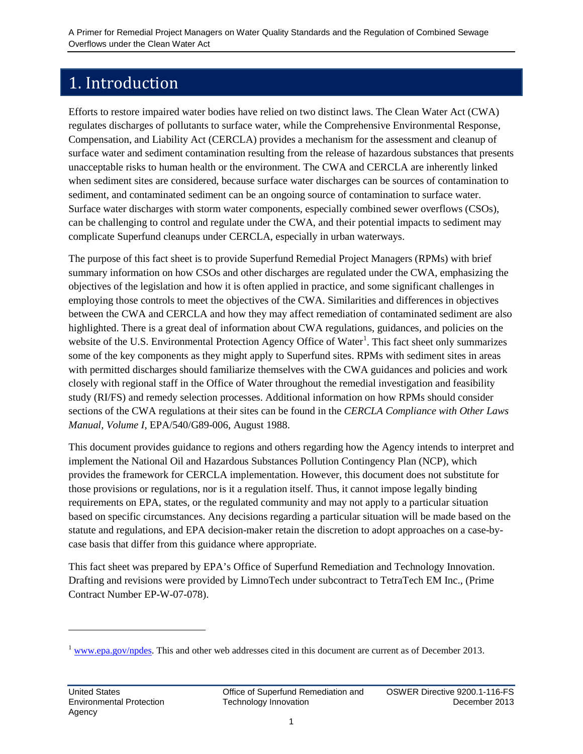# 1. Introduction

Efforts to restore impaired water bodies have relied on two distinct laws. The Clean Water Act (CWA) regulates discharges of pollutants to surface water, while the Comprehensive Environmental Response, Compensation, and Liability Act (CERCLA) provides a mechanism for the assessment and cleanup of surface water and sediment contamination resulting from the release of hazardous substances that presents unacceptable risks to human health or the environment. The CWA and CERCLA are inherently linked when sediment sites are considered, because surface water discharges can be sources of contamination to sediment, and contaminated sediment can be an ongoing source of contamination to surface water. Surface water discharges with storm water components, especially combined sewer overflows (CSOs), can be challenging to control and regulate under the CWA, and their potential impacts to sediment may complicate Superfund cleanups under CERCLA, especially in urban waterways.

The purpose of this fact sheet is to provide Superfund Remedial Project Managers (RPMs) with brief summary information on how CSOs and other discharges are regulated under the CWA, emphasizing the objectives of the legislation and how it is often applied in practice, and some significant challenges in employing those controls to meet the objectives of the CWA. Similarities and differences in objectives between the CWA and CERCLA and how they may affect remediation of contaminated sediment are also highlighted. There is a great deal of information about CWA regulations, guidances, and policies on the website of the U.S. Environmental Protection Agency Office of Water[1]. This fact sheet only summarizes some of the key components as they might apply to Superfund sites. RPMs with sediment sites in areas with permitted discharges should familiarize themselves with the CWA guidances and policies and work closely with regional staff in the Office of Water throughout the remedial investigation and feasibility study (RI/FS) and remedy selection processes. Additional information on how RPMs should consider sections of the CWA regulations at their sites can be found in the *CERCLA Compliance with Other Laws Manual, Volume I*, EPA/540/G89-006, August 1988.

This document provides guidance to regions and others regarding how the Agency intends to interpret and implement the National Oil and Hazardous Substances Pollution Contingency Plan (NCP), which provides the framework for CERCLA implementation. However, this document does not substitute for those provisions or regulations, nor is it a regulation itself. Thus, it cannot impose legally binding requirements on EPA, states, or the regulated community and may not apply to a particular situation based on specific circumstances. Any decisions regarding a particular situation will be made based on the statute and regulations, and EPA decision-maker retain the discretion to adopt approaches on a case-by-case basis that differ from this guidance where appropriate.

This fact sheet was prepared by EPA's Office of Superfund Remediation and Technology Innovation. Drafting and revisions were provided by LimnoTech under subcontract to TetraTech EM Inc., (Prime Contract Number EP-W-07-078).

[1] www.epa.gov/npdes. This and other web addresses cited in this document are current as of December 2013.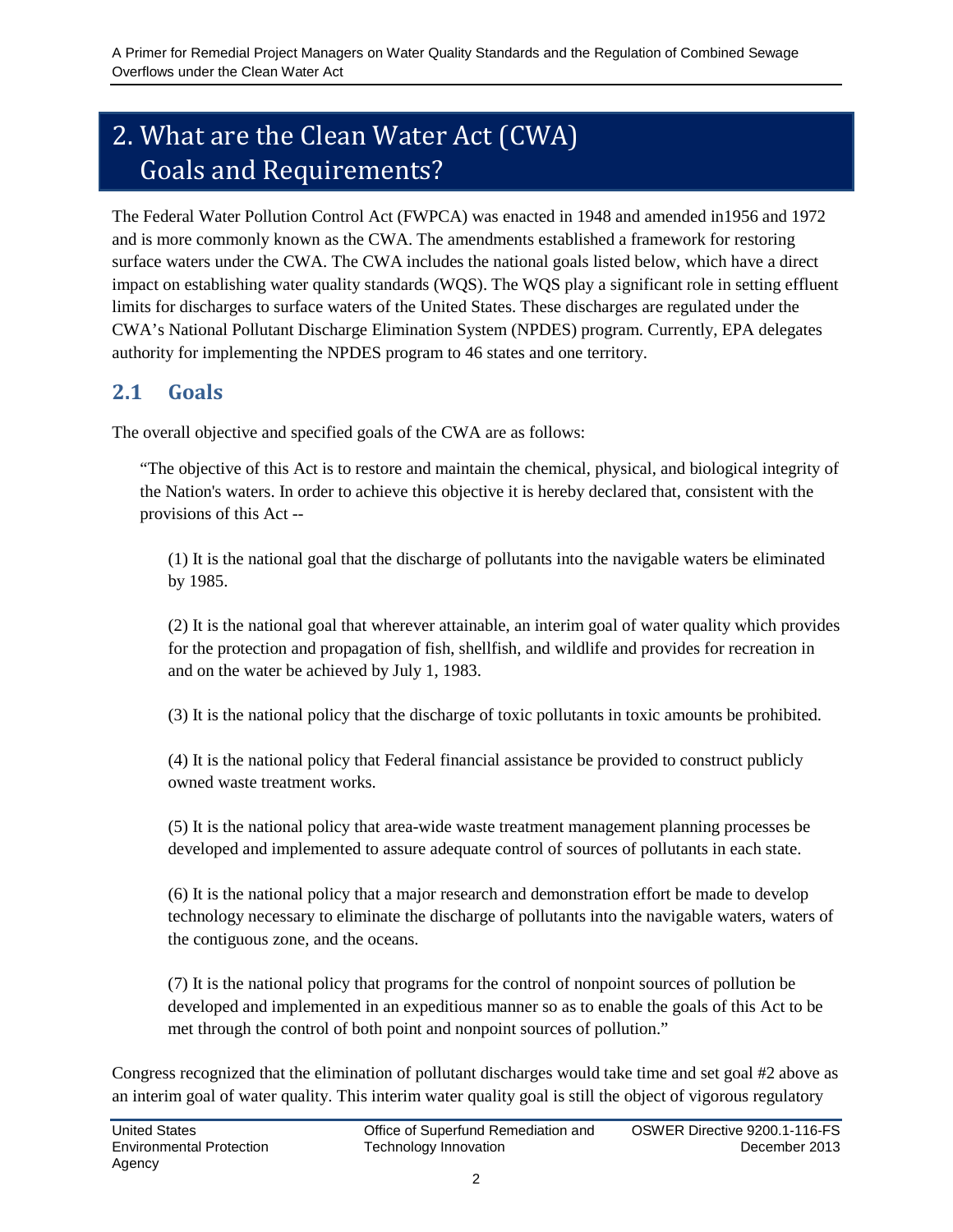# 2. What are the Clean Water Act (CWA) Goals and Requirements?

The Federal Water Pollution Control Act (FWPCA) was enacted in 1948 and amended in1956 and 1972 and is more commonly known as the CWA. The amendments established a framework for restoring surface waters under the CWA. The CWA includes the national goals listed below, which have a direct impact on establishing water quality standards (WQS). The WQS play a significant role in setting effluent limits for discharges to surface waters of the United States. These discharges are regulated under the CWA's National Pollutant Discharge Elimination System (NPDES) program. Currently, EPA delegates authority for implementing the NPDES program to 46 states and one territory.

## 2.1 Goals

The overall objective and specified goals of the CWA are as follows:

> "The objective of this Act is to restore and maintain the chemical, physical, and biological integrity of the Nation's waters. In order to achieve this objective it is hereby declared that, consistent with the provisions of this Act --
>
> (1) It is the national goal that the discharge of pollutants into the navigable waters be eliminated by 1985.
>
> (2) It is the national goal that wherever attainable, an interim goal of water quality which provides for the protection and propagation of fish, shellfish, and wildlife and provides for recreation in and on the water be achieved by July 1, 1983.
>
> (3) It is the national policy that the discharge of toxic pollutants in toxic amounts be prohibited.
>
> (4) It is the national policy that Federal financial assistance be provided to construct publicly owned waste treatment works.
>
> (5) It is the national policy that area-wide waste treatment management planning processes be developed and implemented to assure adequate control of sources of pollutants in each state.
>
> (6) It is the national policy that a major research and demonstration effort be made to develop technology necessary to eliminate the discharge of pollutants into the navigable waters, waters of the contiguous zone, and the oceans.
>
> (7) It is the national policy that programs for the control of nonpoint sources of pollution be developed and implemented in an expeditious manner so as to enable the goals of this Act to be met through the control of both point and nonpoint sources of pollution."

Congress recognized that the elimination of pollutant discharges would take time and set goal #2 above as an interim goal of water quality. This interim water quality goal is still the object of vigorous regulatory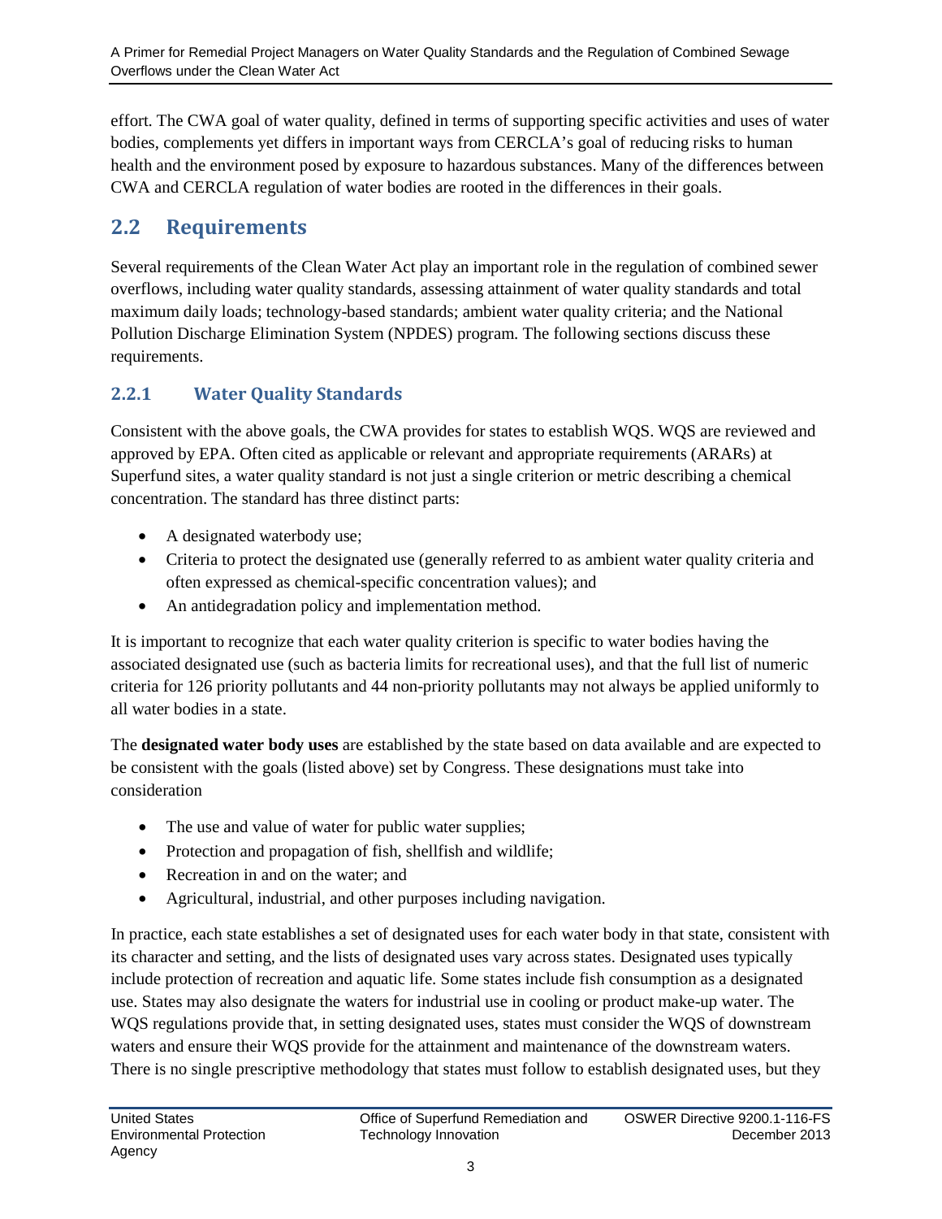effort. The CWA goal of water quality, defined in terms of supporting specific activities and uses of water bodies, complements yet differs in important ways from CERCLA's goal of reducing risks to human health and the environment posed by exposure to hazardous substances. Many of the differences between CWA and CERCLA regulation of water bodies are rooted in the differences in their goals.

## 2.2 Requirements

Several requirements of the Clean Water Act play an important role in the regulation of combined sewer overflows, including water quality standards, assessing attainment of water quality standards and total maximum daily loads; technology-based standards; ambient water quality criteria; and the National Pollution Discharge Elimination System (NPDES) program. The following sections discuss these requirements.

### 2.2.1 Water Quality Standards

Consistent with the above goals, the CWA provides for states to establish WQS. WQS are reviewed and approved by EPA. Often cited as applicable or relevant and appropriate requirements (ARARs) at Superfund sites, a water quality standard is not just a single criterion or metric describing a chemical concentration. The standard has three distinct parts:

- A designated waterbody use;
- Criteria to protect the designated use (generally referred to as ambient water quality criteria and often expressed as chemical-specific concentration values); and
- An antidegradation policy and implementation method.

It is important to recognize that each water quality criterion is specific to water bodies having the associated designated use (such as bacteria limits for recreational uses), and that the full list of numeric criteria for 126 priority pollutants and 44 non-priority pollutants may not always be applied uniformly to all water bodies in a state.

The **designated water body uses** are established by the state based on data available and are expected to be consistent with the goals (listed above) set by Congress. These designations must take into consideration

- The use and value of water for public water supplies;
- Protection and propagation of fish, shellfish and wildlife;
- Recreation in and on the water; and
- Agricultural, industrial, and other purposes including navigation.

In practice, each state establishes a set of designated uses for each water body in that state, consistent with its character and setting, and the lists of designated uses vary across states. Designated uses typically include protection of recreation and aquatic life. Some states include fish consumption as a designated use. States may also designate the waters for industrial use in cooling or product make-up water. The WQS regulations provide that, in setting designated uses, states must consider the WQS of downstream waters and ensure their WQS provide for the attainment and maintenance of the downstream waters. There is no single prescriptive methodology that states must follow to establish designated uses, but they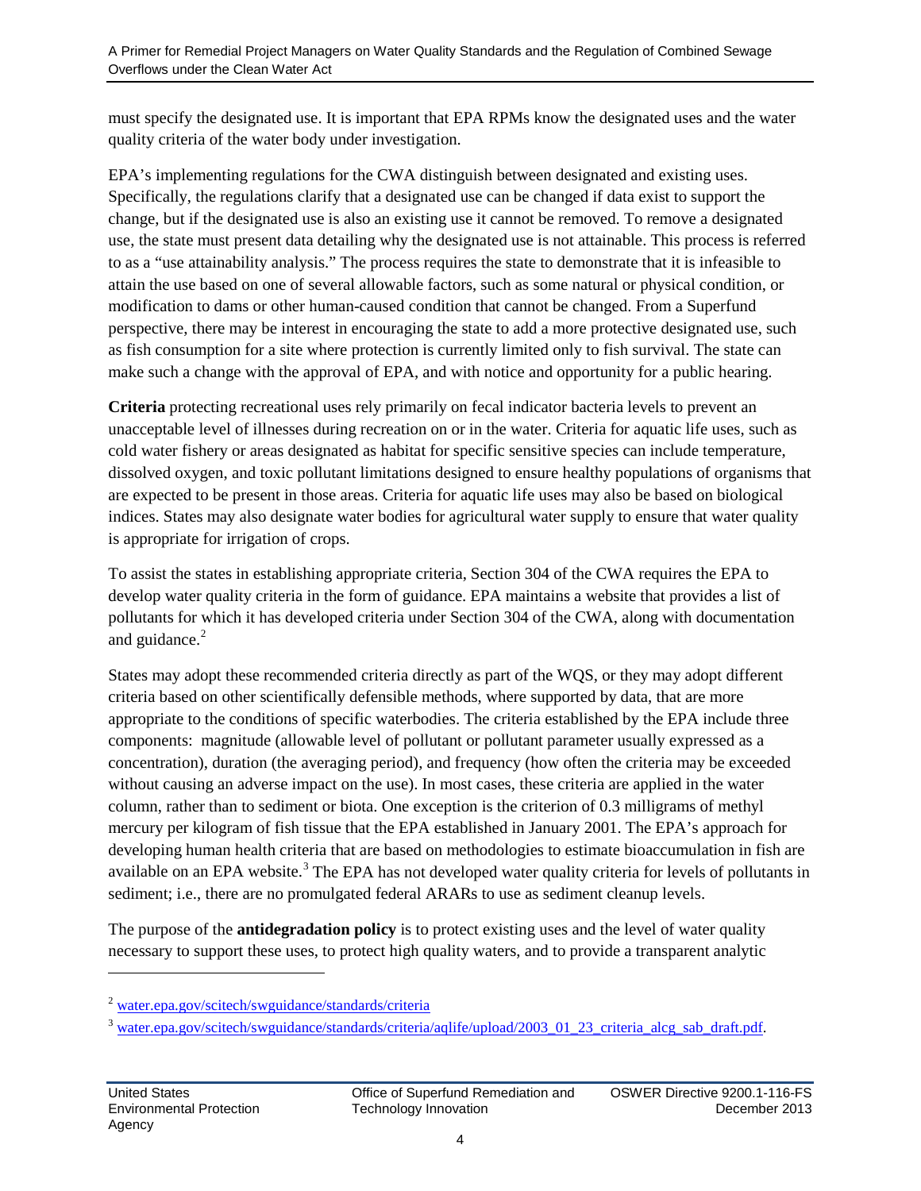must specify the designated use. It is important that EPA RPMs know the designated uses and the water quality criteria of the water body under investigation.

EPA's implementing regulations for the CWA distinguish between designated and existing uses. Specifically, the regulations clarify that a designated use can be changed if data exist to support the change, but if the designated use is also an existing use it cannot be removed. To remove a designated use, the state must present data detailing why the designated use is not attainable. This process is referred to as a "use attainability analysis." The process requires the state to demonstrate that it is infeasible to attain the use based on one of several allowable factors, such as some natural or physical condition, or modification to dams or other human-caused condition that cannot be changed. From a Superfund perspective, there may be interest in encouraging the state to add a more protective designated use, such as fish consumption for a site where protection is currently limited only to fish survival. The state can make such a change with the approval of EPA, and with notice and opportunity for a public hearing.

**Criteria** protecting recreational uses rely primarily on fecal indicator bacteria levels to prevent an unacceptable level of illnesses during recreation on or in the water. Criteria for aquatic life uses, such as cold water fishery or areas designated as habitat for specific sensitive species can include temperature, dissolved oxygen, and toxic pollutant limitations designed to ensure healthy populations of organisms that are expected to be present in those areas. Criteria for aquatic life uses may also be based on biological indices. States may also designate water bodies for agricultural water supply to ensure that water quality is appropriate for irrigation of crops.

To assist the states in establishing appropriate criteria, Section 304 of the CWA requires the EPA to develop water quality criteria in the form of guidance. EPA maintains a website that provides a list of pollutants for which it has developed criteria under Section 304 of the CWA, along with documentation and guidance.[2]

States may adopt these recommended criteria directly as part of the WQS, or they may adopt different criteria based on other scientifically defensible methods, where supported by data, that are more appropriate to the conditions of specific waterbodies. The criteria established by the EPA include three components: magnitude (allowable level of pollutant or pollutant parameter usually expressed as a concentration), duration (the averaging period), and frequency (how often the criteria may be exceeded without causing an adverse impact on the use). In most cases, these criteria are applied in the water column, rather than to sediment or biota. One exception is the criterion of 0.3 milligrams of methyl mercury per kilogram of fish tissue that the EPA established in January 2001. The EPA's approach for developing human health criteria that are based on methodologies to estimate bioaccumulation in fish are available on an EPA website.[3] The EPA has not developed water quality criteria for levels of pollutants in sediment; i.e., there are no promulgated federal ARARs to use as sediment cleanup levels.

The purpose of the **antidegradation policy** is to protect existing uses and the level of water quality necessary to support these uses, to protect high quality waters, and to provide a transparent analytic

---

[2] water.epa.gov/scitech/swguidance/standards/criteria

[3] water.epa.gov/scitech/swguidance/standards/criteria/aqlife/upload/2003_01_23_criteria_alcg_sab_draft.pdf.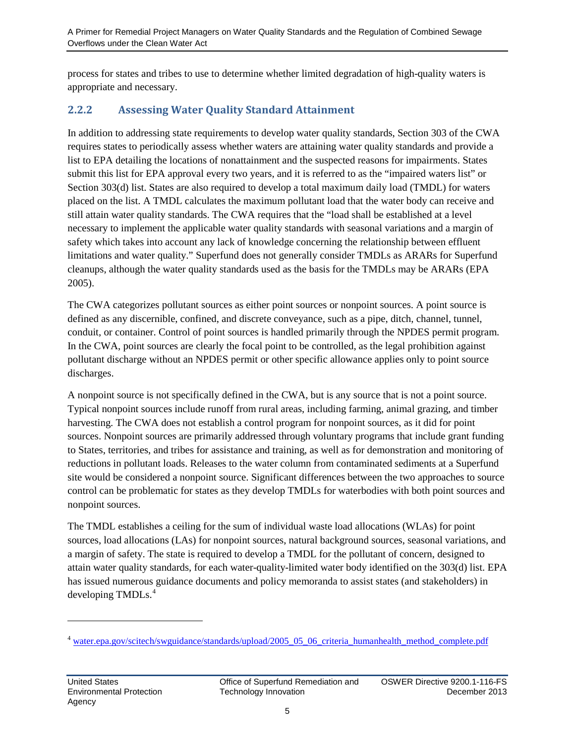process for states and tribes to use to determine whether limited degradation of high-quality waters is appropriate and necessary.

### 2.2.2 Assessing Water Quality Standard Attainment

In addition to addressing state requirements to develop water quality standards, Section 303 of the CWA requires states to periodically assess whether waters are attaining water quality standards and provide a list to EPA detailing the locations of nonattainment and the suspected reasons for impairments. States submit this list for EPA approval every two years, and it is referred to as the "impaired waters list" or Section 303(d) list. States are also required to develop a total maximum daily load (TMDL) for waters placed on the list. A TMDL calculates the maximum pollutant load that the water body can receive and still attain water quality standards. The CWA requires that the "load shall be established at a level necessary to implement the applicable water quality standards with seasonal variations and a margin of safety which takes into account any lack of knowledge concerning the relationship between effluent limitations and water quality." Superfund does not generally consider TMDLs as ARARs for Superfund cleanups, although the water quality standards used as the basis for the TMDLs may be ARARs (EPA 2005).

The CWA categorizes pollutant sources as either point sources or nonpoint sources. A point source is defined as any discernible, confined, and discrete conveyance, such as a pipe, ditch, channel, tunnel, conduit, or container. Control of point sources is handled primarily through the NPDES permit program. In the CWA, point sources are clearly the focal point to be controlled, as the legal prohibition against pollutant discharge without an NPDES permit or other specific allowance applies only to point source discharges.

A nonpoint source is not specifically defined in the CWA, but is any source that is not a point source. Typical nonpoint sources include runoff from rural areas, including farming, animal grazing, and timber harvesting. The CWA does not establish a control program for nonpoint sources, as it did for point sources. Nonpoint sources are primarily addressed through voluntary programs that include grant funding to States, territories, and tribes for assistance and training, as well as for demonstration and monitoring of reductions in pollutant loads. Releases to the water column from contaminated sediments at a Superfund site would be considered a nonpoint source. Significant differences between the two approaches to source control can be problematic for states as they develop TMDLs for waterbodies with both point sources and nonpoint sources.

The TMDL establishes a ceiling for the sum of individual waste load allocations (WLAs) for point sources, load allocations (LAs) for nonpoint sources, natural background sources, seasonal variations, and a margin of safety. The state is required to develop a TMDL for the pollutant of concern, designed to attain water quality standards, for each water-quality-limited water body identified on the 303(d) list. EPA has issued numerous guidance documents and policy memoranda to assist states (and stakeholders) in developing TMDLs.[4]

---

[4] water.epa.gov/scitech/swguidance/standards/upload/2005_05_06_criteria_humanhealth_method_complete.pdf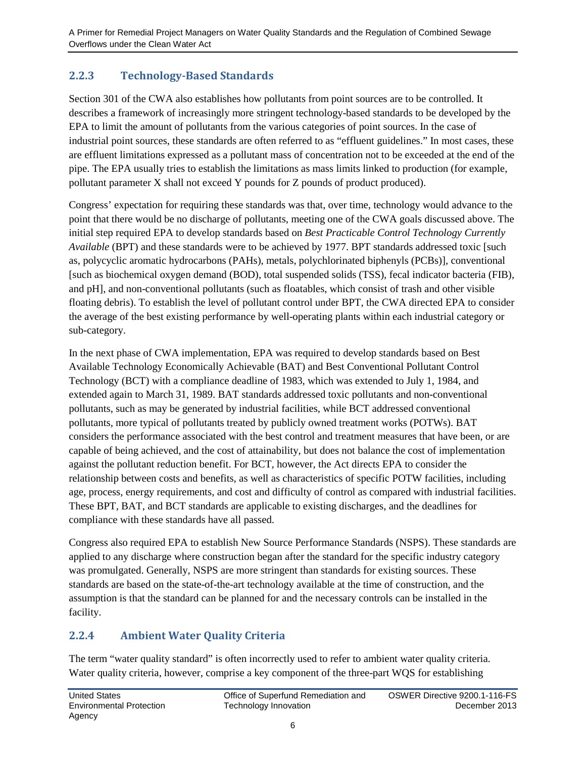### 2.2.3 Technology-Based Standards

Section 301 of the CWA also establishes how pollutants from point sources are to be controlled. It describes a framework of increasingly more stringent technology-based standards to be developed by the EPA to limit the amount of pollutants from the various categories of point sources. In the case of industrial point sources, these standards are often referred to as "effluent guidelines." In most cases, these are effluent limitations expressed as a pollutant mass of concentration not to be exceeded at the end of the pipe. The EPA usually tries to establish the limitations as mass limits linked to production (for example, pollutant parameter X shall not exceed Y pounds for Z pounds of product produced).

Congress' expectation for requiring these standards was that, over time, technology would advance to the point that there would be no discharge of pollutants, meeting one of the CWA goals discussed above. The initial step required EPA to develop standards based on *Best Practicable Control Technology Currently Available* (BPT) and these standards were to be achieved by 1977. BPT standards addressed toxic [such as, polycyclic aromatic hydrocarbons (PAHs), metals, polychlorinated biphenyls (PCBs)], conventional [such as biochemical oxygen demand (BOD), total suspended solids (TSS), fecal indicator bacteria (FIB), and pH], and non-conventional pollutants (such as floatables, which consist of trash and other visible floating debris). To establish the level of pollutant control under BPT, the CWA directed EPA to consider the average of the best existing performance by well-operating plants within each industrial category or sub-category.

In the next phase of CWA implementation, EPA was required to develop standards based on Best Available Technology Economically Achievable (BAT) and Best Conventional Pollutant Control Technology (BCT) with a compliance deadline of 1983, which was extended to July 1, 1984, and extended again to March 31, 1989. BAT standards addressed toxic pollutants and non-conventional pollutants, such as may be generated by industrial facilities, while BCT addressed conventional pollutants, more typical of pollutants treated by publicly owned treatment works (POTWs). BAT considers the performance associated with the best control and treatment measures that have been, or are capable of being achieved, and the cost of attainability, but does not balance the cost of implementation against the pollutant reduction benefit. For BCT, however, the Act directs EPA to consider the relationship between costs and benefits, as well as characteristics of specific POTW facilities, including age, process, energy requirements, and cost and difficulty of control as compared with industrial facilities. These BPT, BAT, and BCT standards are applicable to existing discharges, and the deadlines for compliance with these standards have all passed.

Congress also required EPA to establish New Source Performance Standards (NSPS). These standards are applied to any discharge where construction began after the standard for the specific industry category was promulgated. Generally, NSPS are more stringent than standards for existing sources. These standards are based on the state-of-the-art technology available at the time of construction, and the assumption is that the standard can be planned for and the necessary controls can be installed in the facility.

### 2.2.4 Ambient Water Quality Criteria

The term "water quality standard" is often incorrectly used to refer to ambient water quality criteria. Water quality criteria, however, comprise a key component of the three-part WQS for establishing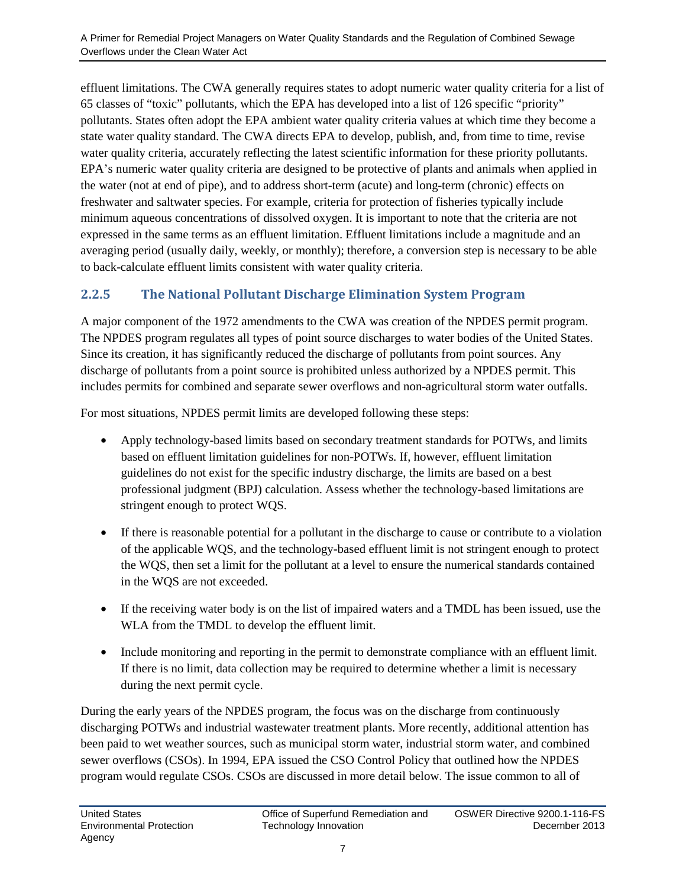effluent limitations. The CWA generally requires states to adopt numeric water quality criteria for a list of 65 classes of "toxic" pollutants, which the EPA has developed into a list of 126 specific "priority" pollutants. States often adopt the EPA ambient water quality criteria values at which time they become a state water quality standard. The CWA directs EPA to develop, publish, and, from time to time, revise water quality criteria, accurately reflecting the latest scientific information for these priority pollutants. EPA's numeric water quality criteria are designed to be protective of plants and animals when applied in the water (not at end of pipe), and to address short-term (acute) and long-term (chronic) effects on freshwater and saltwater species. For example, criteria for protection of fisheries typically include minimum aqueous concentrations of dissolved oxygen. It is important to note that the criteria are not expressed in the same terms as an effluent limitation. Effluent limitations include a magnitude and an averaging period (usually daily, weekly, or monthly); therefore, a conversion step is necessary to be able to back-calculate effluent limits consistent with water quality criteria.

### 2.2.5 The National Pollutant Discharge Elimination System Program

A major component of the 1972 amendments to the CWA was creation of the NPDES permit program. The NPDES program regulates all types of point source discharges to water bodies of the United States. Since its creation, it has significantly reduced the discharge of pollutants from point sources. Any discharge of pollutants from a point source is prohibited unless authorized by a NPDES permit. This includes permits for combined and separate sewer overflows and non-agricultural storm water outfalls.

For most situations, NPDES permit limits are developed following these steps:

- Apply technology-based limits based on secondary treatment standards for POTWs, and limits based on effluent limitation guidelines for non-POTWs. If, however, effluent limitation guidelines do not exist for the specific industry discharge, the limits are based on a best professional judgment (BPJ) calculation. Assess whether the technology-based limitations are stringent enough to protect WQS.

- If there is reasonable potential for a pollutant in the discharge to cause or contribute to a violation of the applicable WQS, and the technology-based effluent limit is not stringent enough to protect the WQS, then set a limit for the pollutant at a level to ensure the numerical standards contained in the WQS are not exceeded.

- If the receiving water body is on the list of impaired waters and a TMDL has been issued, use the WLA from the TMDL to develop the effluent limit.

- Include monitoring and reporting in the permit to demonstrate compliance with an effluent limit. If there is no limit, data collection may be required to determine whether a limit is necessary during the next permit cycle.

During the early years of the NPDES program, the focus was on the discharge from continuously discharging POTWs and industrial wastewater treatment plants. More recently, additional attention has been paid to wet weather sources, such as municipal storm water, industrial storm water, and combined sewer overflows (CSOs). In 1994, EPA issued the CSO Control Policy that outlined how the NPDES program would regulate CSOs. CSOs are discussed in more detail below. The issue common to all of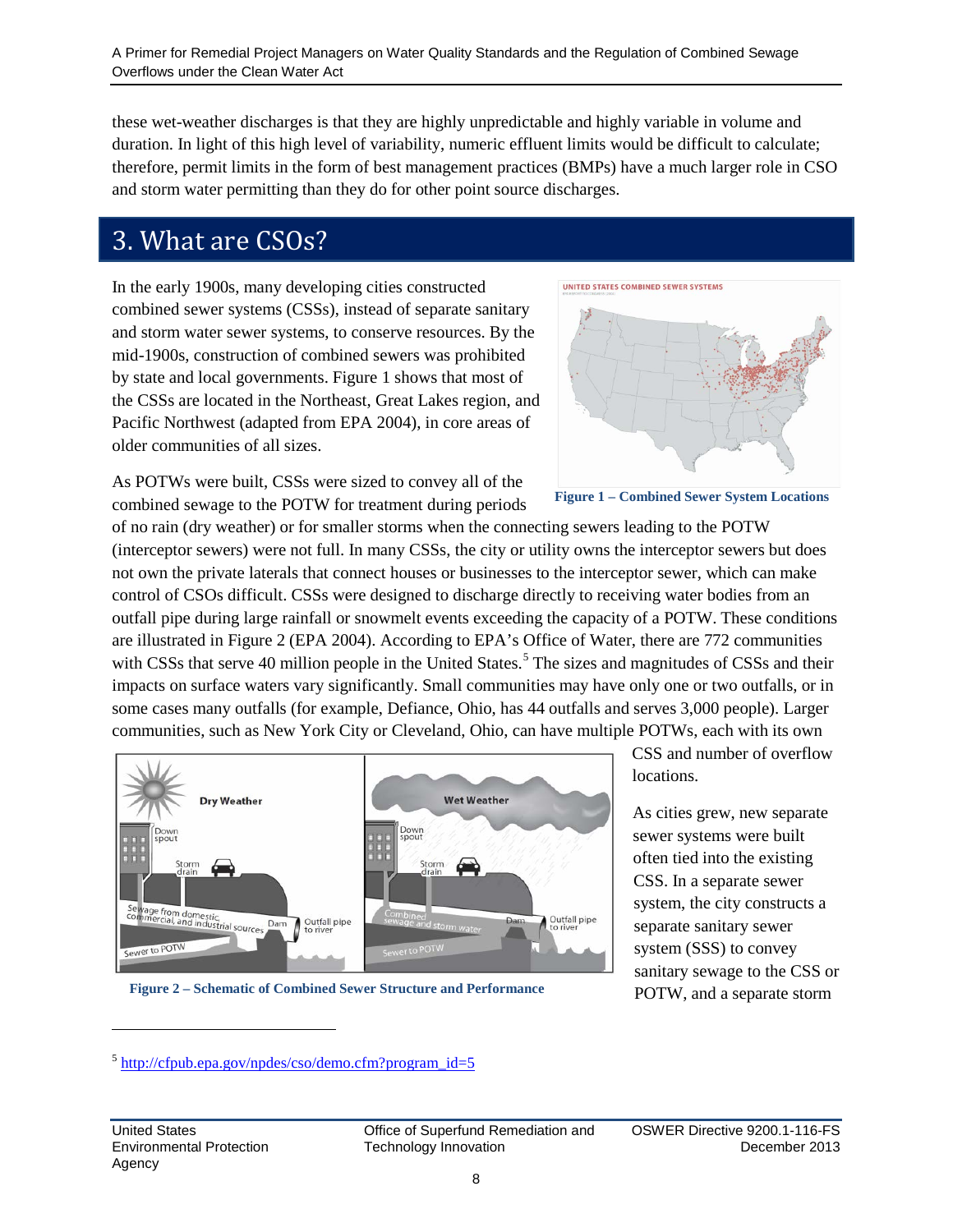these wet-weather discharges is that they are highly unpredictable and highly variable in volume and duration. In light of this high level of variability, numeric effluent limits would be difficult to calculate; therefore, permit limits in the form of best management practices (BMPs) have a much larger role in CSO and storm water permitting than they do for other point source discharges.

# 3. What are CSOs?

In the early 1900s, many developing cities constructed combined sewer systems (CSSs), instead of separate sanitary and storm water sewer systems, to conserve resources. By the mid-1900s, construction of combined sewers was prohibited by state and local governments. Figure 1 shows that most of the CSSs are located in the Northeast, Great Lakes region, and Pacific Northwest (adapted from EPA 2004), in core areas of older communities of all sizes.

**Figure 1 – Combined Sewer System Locations**

As POTWs were built, CSSs were sized to convey all of the combined sewage to the POTW for treatment during periods of no rain (dry weather) or for smaller storms when the connecting sewers leading to the POTW (interceptor sewers) were not full. In many CSSs, the city or utility owns the interceptor sewers but does not own the private laterals that connect houses or businesses to the interceptor sewer, which can make control of CSOs difficult. CSSs were designed to discharge directly to receiving water bodies from an outfall pipe during large rainfall or snowmelt events exceeding the capacity of a POTW. These conditions are illustrated in Figure 2 (EPA 2004). According to EPA's Office of Water, there are 772 communities with CSSs that serve 40 million people in the United States.[5] The sizes and magnitudes of CSSs and their impacts on surface waters vary significantly. Small communities may have only one or two outfalls, or in some cases many outfalls (for example, Defiance, Ohio, has 44 outfalls and serves 3,000 people). Larger communities, such as New York City or Cleveland, Ohio, can have multiple POTWs, each with its own CSS and number of overflow locations.

**Figure 2 – Schematic of Combined Sewer Structure and Performance**

As cities grew, new separate sewer systems were built often tied into the existing CSS. In a separate sewer system, the city constructs a separate sanitary sewer system (SSS) to convey sanitary sewage to the CSS or POTW, and a separate storm

---

[5] http://cfpub.epa.gov/npdes/cso/demo.cfm?program_id=5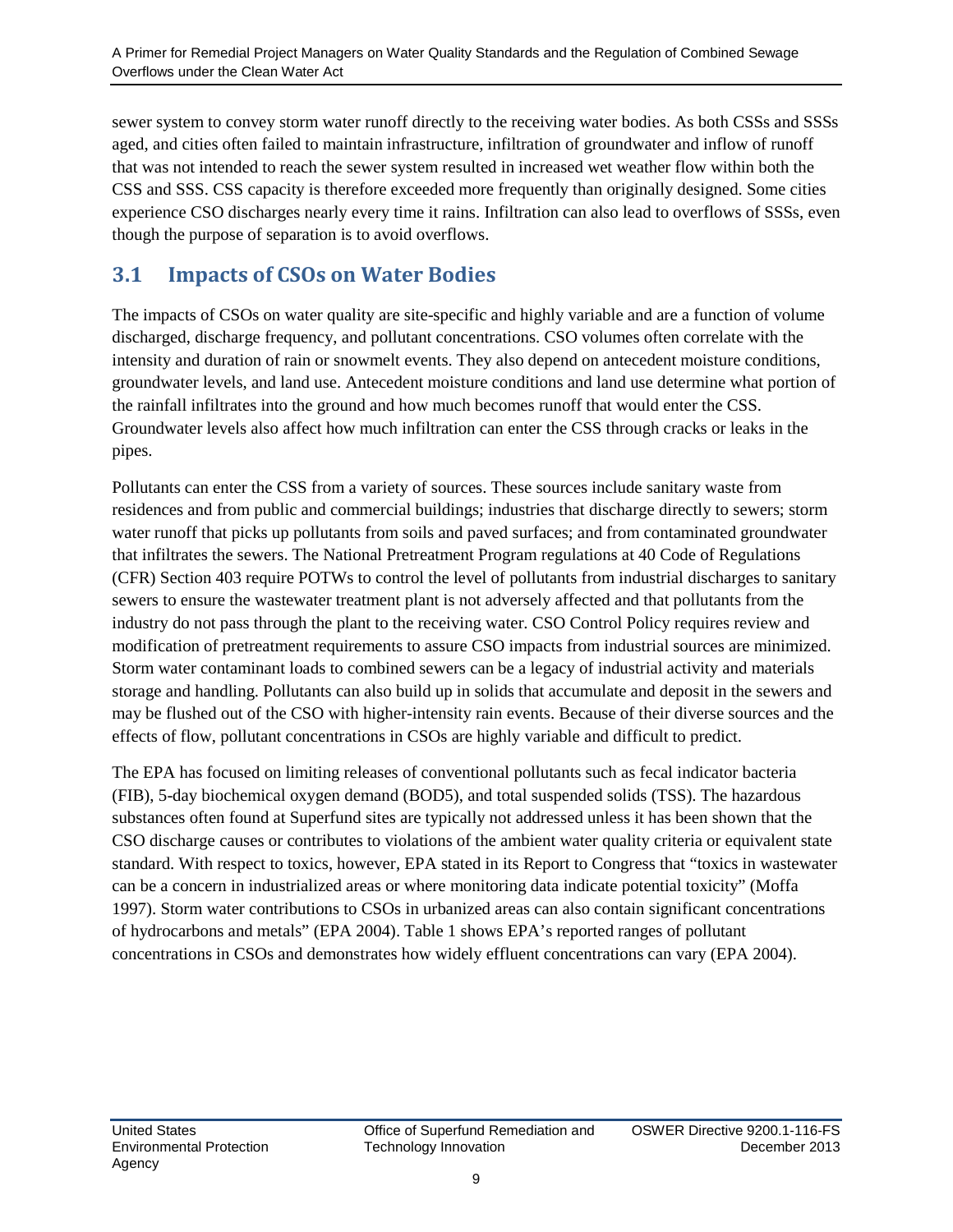sewer system to convey storm water runoff directly to the receiving water bodies. As both CSSs and SSSs aged, and cities often failed to maintain infrastructure, infiltration of groundwater and inflow of runoff that was not intended to reach the sewer system resulted in increased wet weather flow within both the CSS and SSS. CSS capacity is therefore exceeded more frequently than originally designed. Some cities experience CSO discharges nearly every time it rains. Infiltration can also lead to overflows of SSSs, even though the purpose of separation is to avoid overflows.

## 3.1 Impacts of CSOs on Water Bodies

The impacts of CSOs on water quality are site-specific and highly variable and are a function of volume discharged, discharge frequency, and pollutant concentrations. CSO volumes often correlate with the intensity and duration of rain or snowmelt events. They also depend on antecedent moisture conditions, groundwater levels, and land use. Antecedent moisture conditions and land use determine what portion of the rainfall infiltrates into the ground and how much becomes runoff that would enter the CSS. Groundwater levels also affect how much infiltration can enter the CSS through cracks or leaks in the pipes.

Pollutants can enter the CSS from a variety of sources. These sources include sanitary waste from residences and from public and commercial buildings; industries that discharge directly to sewers; storm water runoff that picks up pollutants from soils and paved surfaces; and from contaminated groundwater that infiltrates the sewers. The National Pretreatment Program regulations at 40 Code of Regulations (CFR) Section 403 require POTWs to control the level of pollutants from industrial discharges to sanitary sewers to ensure the wastewater treatment plant is not adversely affected and that pollutants from the industry do not pass through the plant to the receiving water. CSO Control Policy requires review and modification of pretreatment requirements to assure CSO impacts from industrial sources are minimized. Storm water contaminant loads to combined sewers can be a legacy of industrial activity and materials storage and handling. Pollutants can also build up in solids that accumulate and deposit in the sewers and may be flushed out of the CSO with higher-intensity rain events. Because of their diverse sources and the effects of flow, pollutant concentrations in CSOs are highly variable and difficult to predict.

The EPA has focused on limiting releases of conventional pollutants such as fecal indicator bacteria (FIB), 5-day biochemical oxygen demand (BOD5), and total suspended solids (TSS). The hazardous substances often found at Superfund sites are typically not addressed unless it has been shown that the CSO discharge causes or contributes to violations of the ambient water quality criteria or equivalent state standard. With respect to toxics, however, EPA stated in its Report to Congress that "toxics in wastewater can be a concern in industrialized areas or where monitoring data indicate potential toxicity" (Moffa 1997). Storm water contributions to CSOs in urbanized areas can also contain significant concentrations of hydrocarbons and metals" (EPA 2004). Table 1 shows EPA's reported ranges of pollutant concentrations in CSOs and demonstrates how widely effluent concentrations can vary (EPA 2004).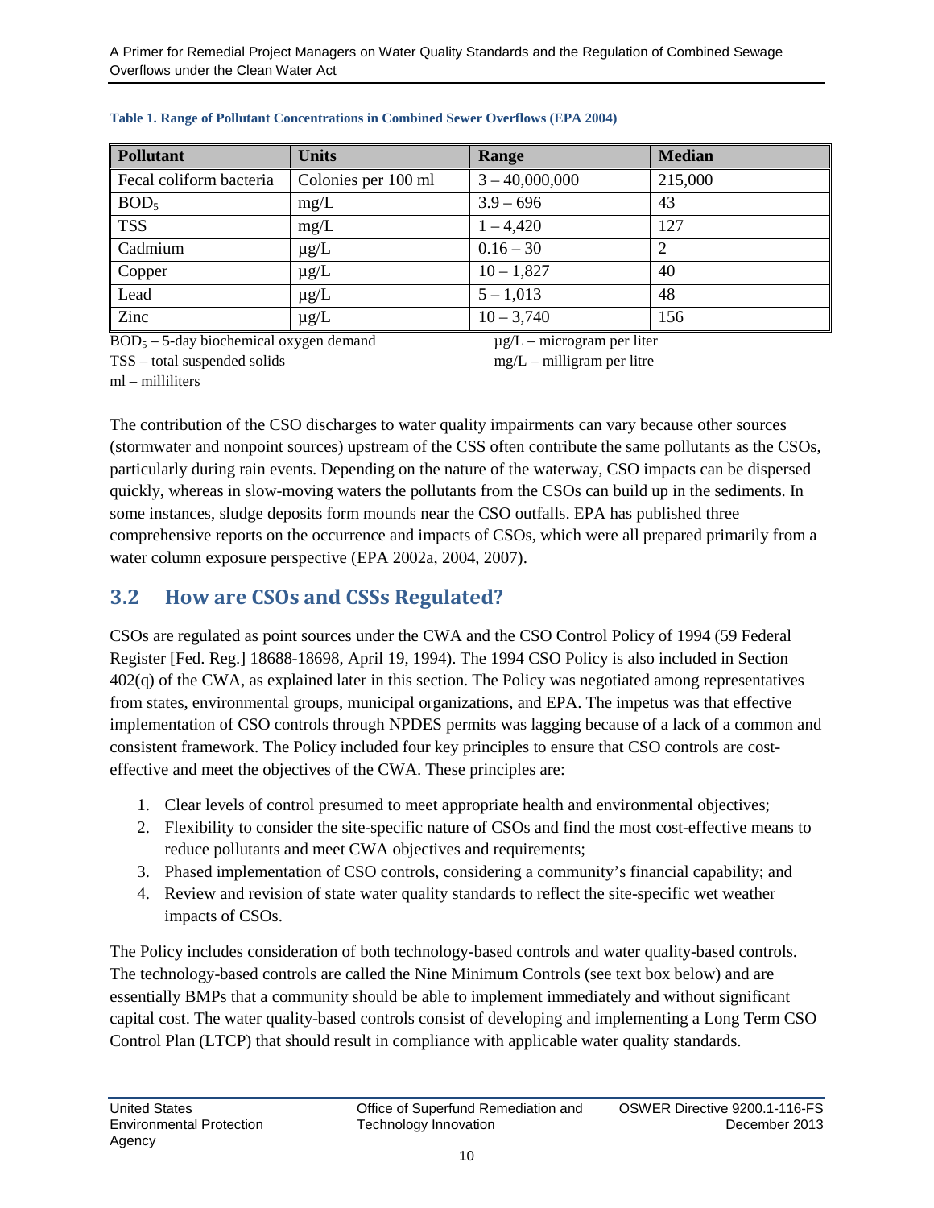**Table 1. Range of Pollutant Concentrations in Combined Sewer Overflows (EPA 2004)**

| Pollutant | Units | Range | Median |
| --- | --- | --- | --- |
| Fecal coliform bacteria | Colonies per 100 ml | 3 – 40,000,000 | 215,000 |
| $BOD_5$ | mg/L | 3.9 – 696 | 43 |
| TSS | mg/L | 1 – 4,420 | 127 |
| Cadmium | µg/L | 0.16 – 30 | 2 |
| Copper | µg/L | 10 – 1,827 | 40 |
| Lead | µg/L | 5 – 1,013 | 48 |
| Zinc | µg/L | 10 – 3,740 | 156 |

$BOD_5$ – 5-day biochemical oxygen demand
µg/L – microgram per liter
TSS – total suspended solids
mg/L – milligram per litre
ml – milliliters

The contribution of the CSO discharges to water quality impairments can vary because other sources (stormwater and nonpoint sources) upstream of the CSS often contribute the same pollutants as the CSOs, particularly during rain events. Depending on the nature of the waterway, CSO impacts can be dispersed quickly, whereas in slow-moving waters the pollutants from the CSOs can build up in the sediments. In some instances, sludge deposits form mounds near the CSO outfalls. EPA has published three comprehensive reports on the occurrence and impacts of CSOs, which were all prepared primarily from a water column exposure perspective (EPA 2002a, 2004, 2007).

## 3.2 How are CSOs and CSSs Regulated?

CSOs are regulated as point sources under the CWA and the CSO Control Policy of 1994 (59 Federal Register [Fed. Reg.] 18688-18698, April 19, 1994). The 1994 CSO Policy is also included in Section 402(q) of the CWA, as explained later in this section. The Policy was negotiated among representatives from states, environmental groups, municipal organizations, and EPA. The impetus was that effective implementation of CSO controls through NPDES permits was lagging because of a lack of a common and consistent framework. The Policy included four key principles to ensure that CSO controls are cost-effective and meet the objectives of the CWA. These principles are:

1. Clear levels of control presumed to meet appropriate health and environmental objectives;
2. Flexibility to consider the site-specific nature of CSOs and find the most cost-effective means to reduce pollutants and meet CWA objectives and requirements;
3. Phased implementation of CSO controls, considering a community's financial capability; and
4. Review and revision of state water quality standards to reflect the site-specific wet weather impacts of CSOs.

The Policy includes consideration of both technology-based controls and water quality-based controls. The technology-based controls are called the Nine Minimum Controls (see text box below) and are essentially BMPs that a community should be able to implement immediately and without significant capital cost. The water quality-based controls consist of developing and implementing a Long Term CSO Control Plan (LTCP) that should result in compliance with applicable water quality standards.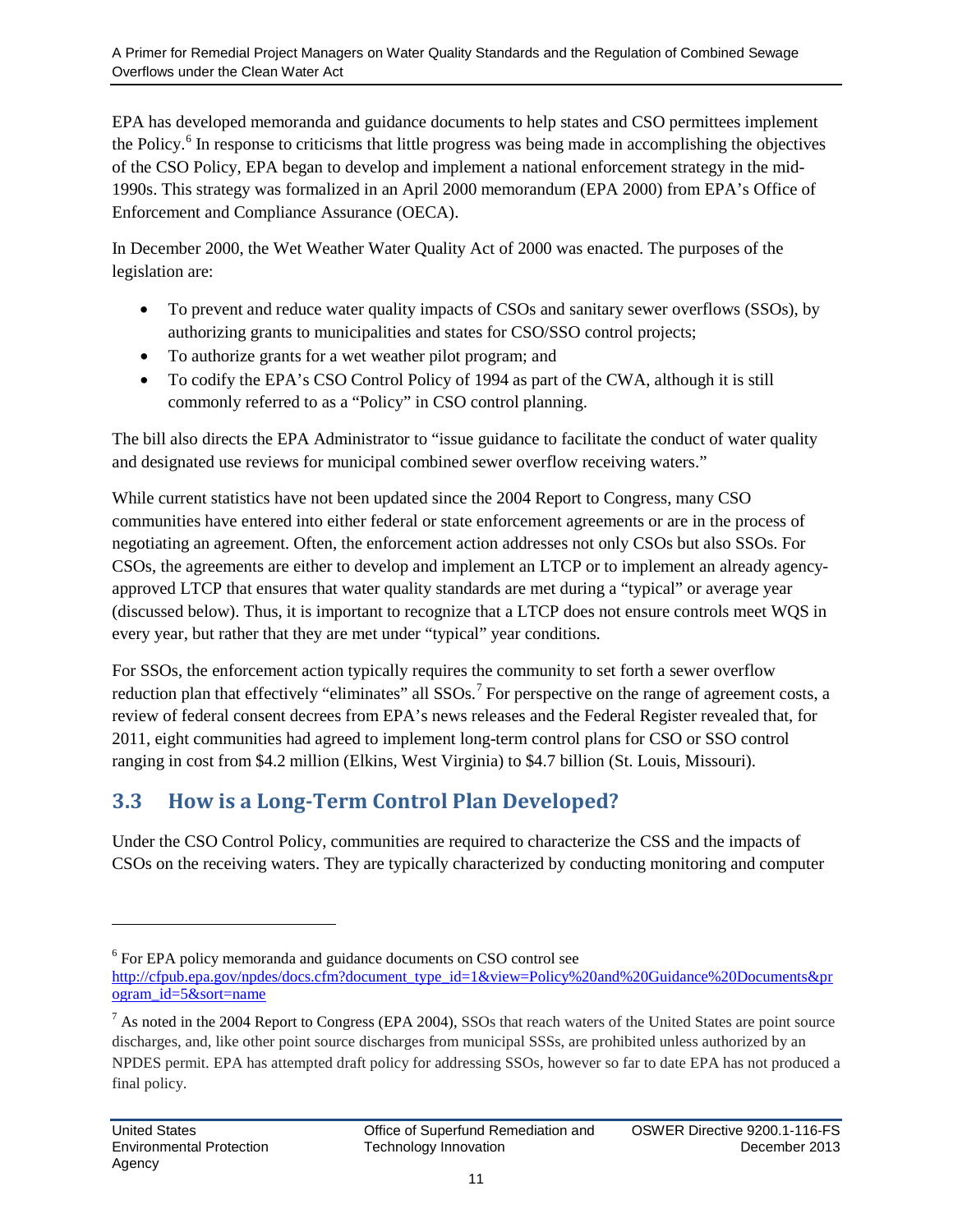EPA has developed memoranda and guidance documents to help states and CSO permittees implement the Policy.[6] In response to criticisms that little progress was being made in accomplishing the objectives of the CSO Policy, EPA began to develop and implement a national enforcement strategy in the mid-1990s. This strategy was formalized in an April 2000 memorandum (EPA 2000) from EPA's Office of Enforcement and Compliance Assurance (OECA).

In December 2000, the Wet Weather Water Quality Act of 2000 was enacted. The purposes of the legislation are:

- To prevent and reduce water quality impacts of CSOs and sanitary sewer overflows (SSOs), by authorizing grants to municipalities and states for CSO/SSO control projects;
- To authorize grants for a wet weather pilot program; and
- To codify the EPA's CSO Control Policy of 1994 as part of the CWA, although it is still commonly referred to as a "Policy" in CSO control planning.

The bill also directs the EPA Administrator to "issue guidance to facilitate the conduct of water quality and designated use reviews for municipal combined sewer overflow receiving waters."

While current statistics have not been updated since the 2004 Report to Congress, many CSO communities have entered into either federal or state enforcement agreements or are in the process of negotiating an agreement. Often, the enforcement action addresses not only CSOs but also SSOs. For CSOs, the agreements are either to develop and implement an LTCP or to implement an already agency-approved LTCP that ensures that water quality standards are met during a "typical" or average year (discussed below). Thus, it is important to recognize that a LTCP does not ensure controls meet WQS in every year, but rather that they are met under "typical" year conditions.

For SSOs, the enforcement action typically requires the community to set forth a sewer overflow reduction plan that effectively "eliminates" all SSOs.[7] For perspective on the range of agreement costs, a review of federal consent decrees from EPA's news releases and the Federal Register revealed that, for 2011, eight communities had agreed to implement long-term control plans for CSO or SSO control ranging in cost from $4.2 million (Elkins, West Virginia) to $4.7 billion (St. Louis, Missouri).

## 3.3 How is a Long-Term Control Plan Developed?

Under the CSO Control Policy, communities are required to characterize the CSS and the impacts of CSOs on the receiving waters. They are typically characterized by conducting monitoring and computer

---

[6] For EPA policy memoranda and guidance documents on CSO control see http://cfpub.epa.gov/npdes/docs.cfm?document_type_id=1&view=Policy%20and%20Guidance%20Documents&program_id=5&sort=name

[7] As noted in the 2004 Report to Congress (EPA 2004), SSOs that reach waters of the United States are point source discharges, and, like other point source discharges from municipal SSSs, are prohibited unless authorized by an NPDES permit. EPA has attempted draft policy for addressing SSOs, however so far to date EPA has not produced a final policy.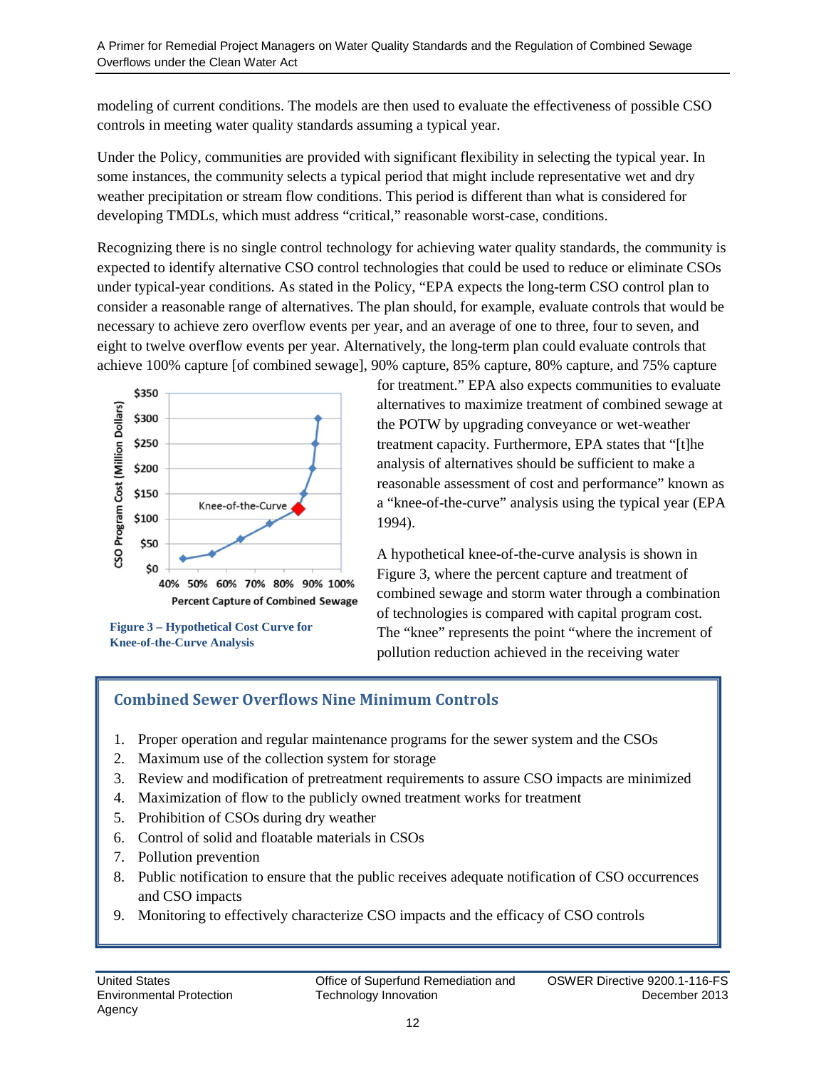modeling of current conditions. The models are then used to evaluate the effectiveness of possible CSO controls in meeting water quality standards assuming a typical year.

Under the Policy, communities are provided with significant flexibility in selecting the typical year. In some instances, the community selects a typical period that might include representative wet and dry weather precipitation or stream flow conditions. This period is different than what is considered for developing TMDLs, which must address "critical," reasonable worst-case, conditions.

Recognizing there is no single control technology for achieving water quality standards, the community is expected to identify alternative CSO control technologies that could be used to reduce or eliminate CSOs under typical-year conditions. As stated in the Policy, "EPA expects the long-term CSO control plan to consider a reasonable range of alternatives. The plan should, for example, evaluate controls that would be necessary to achieve zero overflow events per year, and an average of one to three, four to seven, and eight to twelve overflow events per year. Alternatively, the long-term plan could evaluate controls that achieve 100% capture [of combined sewage], 90% capture, 85% capture, 80% capture, and 75% capture for treatment." EPA also expects communities to evaluate alternatives to maximize treatment of combined sewage at the POTW by upgrading conveyance or wet-weather treatment capacity. Furthermore, EPA states that "[t]he analysis of alternatives should be sufficient to make a reasonable assessment of cost and performance" known as a "knee-of-the-curve" analysis using the typical year (EPA 1994).

**Figure 3 – Hypothetical Cost Curve for Knee-of-the-Curve Analysis**

A hypothetical knee-of-the-curve analysis is shown in Figure 3, where the percent capture and treatment of combined sewage and storm water through a combination of technologies is compared with capital program cost. The "knee" represents the point "where the increment of pollution reduction achieved in the receiving water

### Combined Sewer Overflows Nine Minimum Controls

1. Proper operation and regular maintenance programs for the sewer system and the CSOs
2. Maximum use of the collection system for storage
3. Review and modification of pretreatment requirements to assure CSO impacts are minimized
4. Maximization of flow to the publicly owned treatment works for treatment
5. Prohibition of CSOs during dry weather
6. Control of solid and floatable materials in CSOs
7. Pollution prevention
8. Public notification to ensure that the public receives adequate notification of CSO occurrences and CSO impacts
9. Monitoring to effectively characterize CSO impacts and the efficacy of CSO controls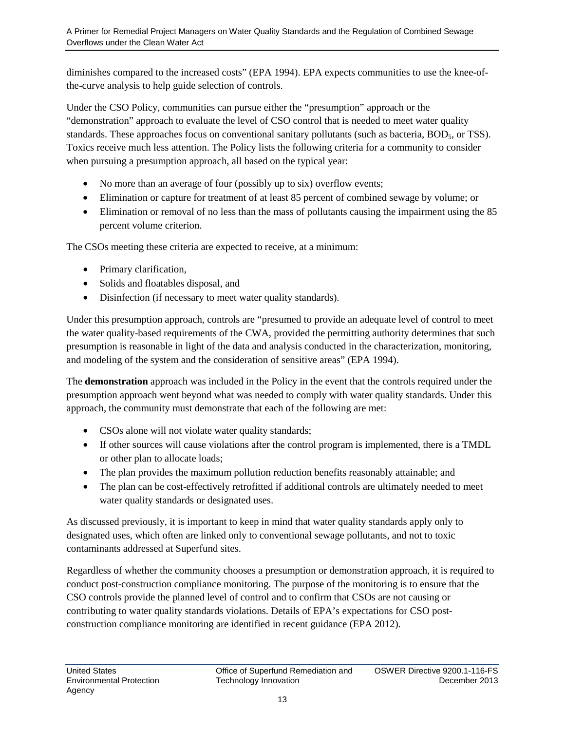diminishes compared to the increased costs" (EPA 1994). EPA expects communities to use the knee-of-the-curve analysis to help guide selection of controls.

Under the CSO Policy, communities can pursue either the "presumption" approach or the "demonstration" approach to evaluate the level of CSO control that is needed to meet water quality standards. These approaches focus on conventional sanitary pollutants (such as bacteria, $BOD_5$, or TSS). Toxics receive much less attention. The Policy lists the following criteria for a community to consider when pursuing a presumption approach, all based on the typical year:

- No more than an average of four (possibly up to six) overflow events;
- Elimination or capture for treatment of at least 85 percent of combined sewage by volume; or
- Elimination or removal of no less than the mass of pollutants causing the impairment using the 85 percent volume criterion.

The CSOs meeting these criteria are expected to receive, at a minimum:

- Primary clarification,
- Solids and floatables disposal, and
- Disinfection (if necessary to meet water quality standards).

Under this presumption approach, controls are "presumed to provide an adequate level of control to meet the water quality-based requirements of the CWA, provided the permitting authority determines that such presumption is reasonable in light of the data and analysis conducted in the characterization, monitoring, and modeling of the system and the consideration of sensitive areas" (EPA 1994).

The **demonstration** approach was included in the Policy in the event that the controls required under the presumption approach went beyond what was needed to comply with water quality standards. Under this approach, the community must demonstrate that each of the following are met:

- CSOs alone will not violate water quality standards;
- If other sources will cause violations after the control program is implemented, there is a TMDL or other plan to allocate loads;
- The plan provides the maximum pollution reduction benefits reasonably attainable; and
- The plan can be cost-effectively retrofitted if additional controls are ultimately needed to meet water quality standards or designated uses.

As discussed previously, it is important to keep in mind that water quality standards apply only to designated uses, which often are linked only to conventional sewage pollutants, and not to toxic contaminants addressed at Superfund sites.

Regardless of whether the community chooses a presumption or demonstration approach, it is required to conduct post-construction compliance monitoring. The purpose of the monitoring is to ensure that the CSO controls provide the planned level of control and to confirm that CSOs are not causing or contributing to water quality standards violations. Details of EPA's expectations for CSO post-construction compliance monitoring are identified in recent guidance (EPA 2012).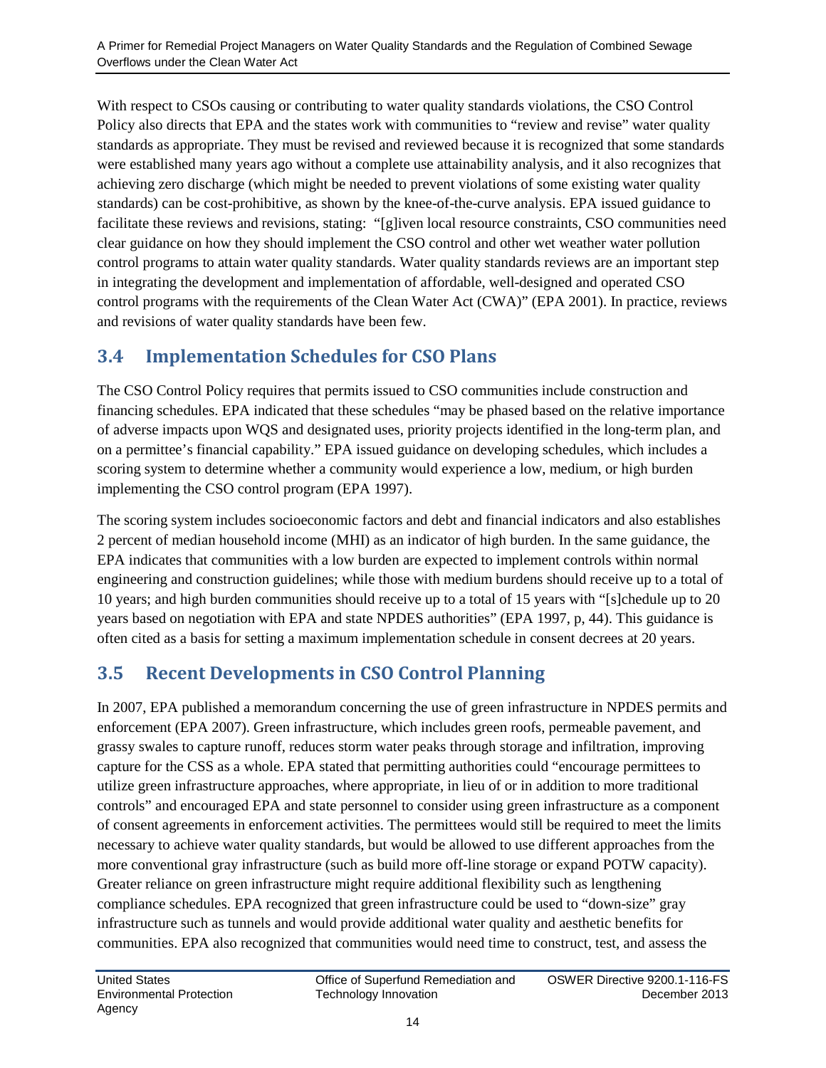With respect to CSOs causing or contributing to water quality standards violations, the CSO Control Policy also directs that EPA and the states work with communities to "review and revise" water quality standards as appropriate. They must be revised and reviewed because it is recognized that some standards were established many years ago without a complete use attainability analysis, and it also recognizes that achieving zero discharge (which might be needed to prevent violations of some existing water quality standards) can be cost-prohibitive, as shown by the knee-of-the-curve analysis. EPA issued guidance to facilitate these reviews and revisions, stating: "[g]iven local resource constraints, CSO communities need clear guidance on how they should implement the CSO control and other wet weather water pollution control programs to attain water quality standards. Water quality standards reviews are an important step in integrating the development and implementation of affordable, well-designed and operated CSO control programs with the requirements of the Clean Water Act (CWA)" (EPA 2001). In practice, reviews and revisions of water quality standards have been few.

## 3.4 Implementation Schedules for CSO Plans

The CSO Control Policy requires that permits issued to CSO communities include construction and financing schedules. EPA indicated that these schedules "may be phased based on the relative importance of adverse impacts upon WQS and designated uses, priority projects identified in the long-term plan, and on a permittee's financial capability." EPA issued guidance on developing schedules, which includes a scoring system to determine whether a community would experience a low, medium, or high burden implementing the CSO control program (EPA 1997).

The scoring system includes socioeconomic factors and debt and financial indicators and also establishes 2 percent of median household income (MHI) as an indicator of high burden. In the same guidance, the EPA indicates that communities with a low burden are expected to implement controls within normal engineering and construction guidelines; while those with medium burdens should receive up to a total of 10 years; and high burden communities should receive up to a total of 15 years with "[s]chedule up to 20 years based on negotiation with EPA and state NPDES authorities" (EPA 1997, p, 44). This guidance is often cited as a basis for setting a maximum implementation schedule in consent decrees at 20 years.

## 3.5 Recent Developments in CSO Control Planning

In 2007, EPA published a memorandum concerning the use of green infrastructure in NPDES permits and enforcement (EPA 2007). Green infrastructure, which includes green roofs, permeable pavement, and grassy swales to capture runoff, reduces storm water peaks through storage and infiltration, improving capture for the CSS as a whole. EPA stated that permitting authorities could "encourage permittees to utilize green infrastructure approaches, where appropriate, in lieu of or in addition to more traditional controls" and encouraged EPA and state personnel to consider using green infrastructure as a component of consent agreements in enforcement activities. The permittees would still be required to meet the limits necessary to achieve water quality standards, but would be allowed to use different approaches from the more conventional gray infrastructure (such as build more off-line storage or expand POTW capacity). Greater reliance on green infrastructure might require additional flexibility such as lengthening compliance schedules. EPA recognized that green infrastructure could be used to "down-size" gray infrastructure such as tunnels and would provide additional water quality and aesthetic benefits for communities. EPA also recognized that communities would need time to construct, test, and assess the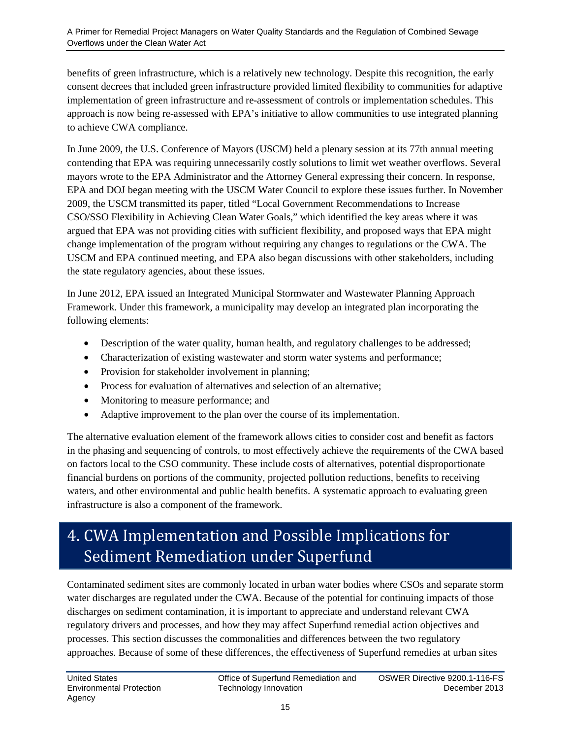benefits of green infrastructure, which is a relatively new technology. Despite this recognition, the early consent decrees that included green infrastructure provided limited flexibility to communities for adaptive implementation of green infrastructure and re-assessment of controls or implementation schedules. This approach is now being re-assessed with EPA's initiative to allow communities to use integrated planning to achieve CWA compliance.

In June 2009, the U.S. Conference of Mayors (USCM) held a plenary session at its 77th annual meeting contending that EPA was requiring unnecessarily costly solutions to limit wet weather overflows. Several mayors wrote to the EPA Administrator and the Attorney General expressing their concern. In response, EPA and DOJ began meeting with the USCM Water Council to explore these issues further. In November 2009, the USCM transmitted its paper, titled "Local Government Recommendations to Increase CSO/SSO Flexibility in Achieving Clean Water Goals," which identified the key areas where it was argued that EPA was not providing cities with sufficient flexibility, and proposed ways that EPA might change implementation of the program without requiring any changes to regulations or the CWA. The USCM and EPA continued meeting, and EPA also began discussions with other stakeholders, including the state regulatory agencies, about these issues.

In June 2012, EPA issued an Integrated Municipal Stormwater and Wastewater Planning Approach Framework. Under this framework, a municipality may develop an integrated plan incorporating the following elements:

- Description of the water quality, human health, and regulatory challenges to be addressed;
- Characterization of existing wastewater and storm water systems and performance;
- Provision for stakeholder involvement in planning;
- Process for evaluation of alternatives and selection of an alternative;
- Monitoring to measure performance; and
- Adaptive improvement to the plan over the course of its implementation.

The alternative evaluation element of the framework allows cities to consider cost and benefit as factors in the phasing and sequencing of controls, to most effectively achieve the requirements of the CWA based on factors local to the CSO community. These include costs of alternatives, potential disproportionate financial burdens on portions of the community, projected pollution reductions, benefits to receiving waters, and other environmental and public health benefits. A systematic approach to evaluating green infrastructure is also a component of the framework.

# 4. CWA Implementation and Possible Implications for Sediment Remediation under Superfund

Contaminated sediment sites are commonly located in urban water bodies where CSOs and separate storm water discharges are regulated under the CWA. Because of the potential for continuing impacts of those discharges on sediment contamination, it is important to appreciate and understand relevant CWA regulatory drivers and processes, and how they may affect Superfund remedial action objectives and processes. This section discusses the commonalities and differences between the two regulatory approaches. Because of some of these differences, the effectiveness of Superfund remedies at urban sites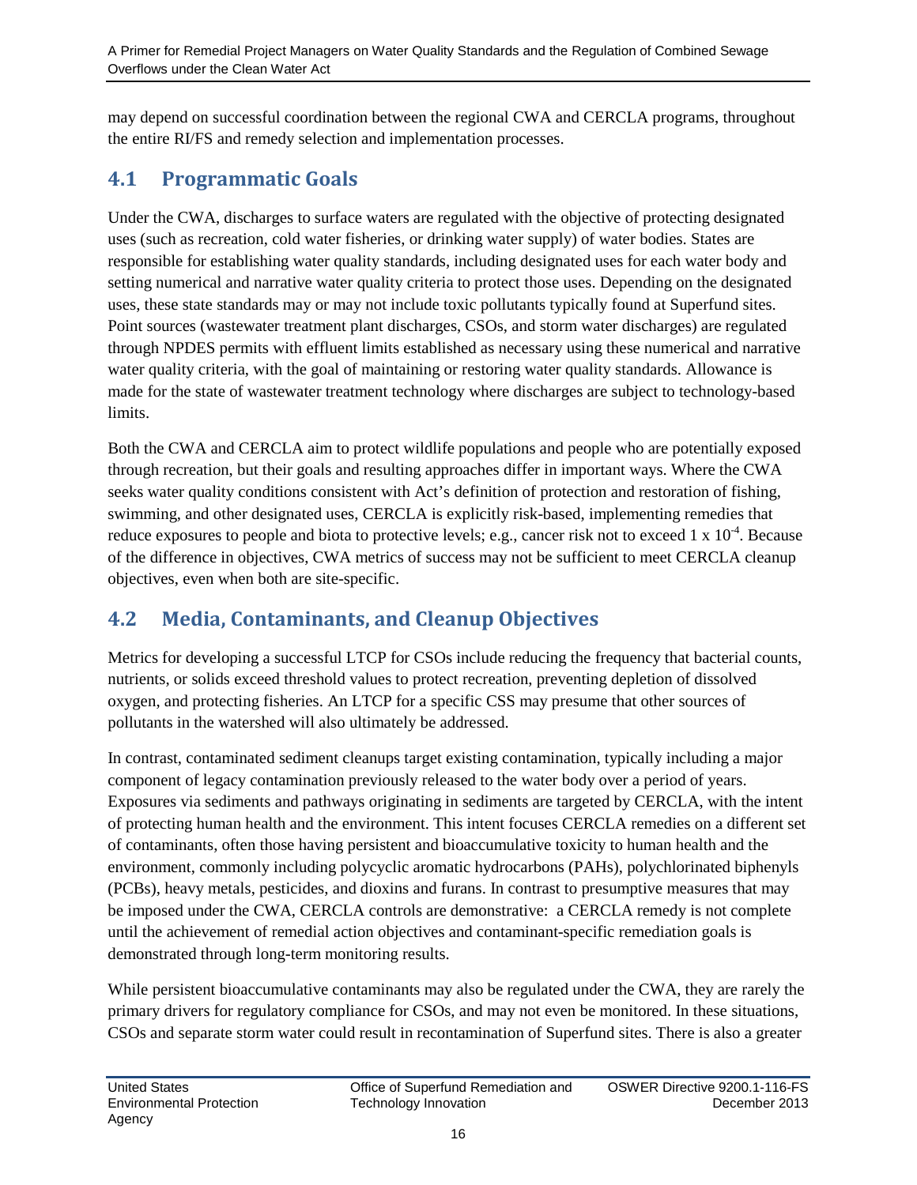may depend on successful coordination between the regional CWA and CERCLA programs, throughout the entire RI/FS and remedy selection and implementation processes.

## 4.1 Programmatic Goals

Under the CWA, discharges to surface waters are regulated with the objective of protecting designated uses (such as recreation, cold water fisheries, or drinking water supply) of water bodies. States are responsible for establishing water quality standards, including designated uses for each water body and setting numerical and narrative water quality criteria to protect those uses. Depending on the designated uses, these state standards may or may not include toxic pollutants typically found at Superfund sites. Point sources (wastewater treatment plant discharges, CSOs, and storm water discharges) are regulated through NPDES permits with effluent limits established as necessary using these numerical and narrative water quality criteria, with the goal of maintaining or restoring water quality standards. Allowance is made for the state of wastewater treatment technology where discharges are subject to technology-based limits.

Both the CWA and CERCLA aim to protect wildlife populations and people who are potentially exposed through recreation, but their goals and resulting approaches differ in important ways. Where the CWA seeks water quality conditions consistent with Act's definition of protection and restoration of fishing, swimming, and other designated uses, CERCLA is explicitly risk-based, implementing remedies that reduce exposures to people and biota to protective levels; e.g., cancer risk not to exceed $1 \times 10^{-4}$. Because of the difference in objectives, CWA metrics of success may not be sufficient to meet CERCLA cleanup objectives, even when both are site-specific.

## 4.2 Media, Contaminants, and Cleanup Objectives

Metrics for developing a successful LTCP for CSOs include reducing the frequency that bacterial counts, nutrients, or solids exceed threshold values to protect recreation, preventing depletion of dissolved oxygen, and protecting fisheries. An LTCP for a specific CSS may presume that other sources of pollutants in the watershed will also ultimately be addressed.

In contrast, contaminated sediment cleanups target existing contamination, typically including a major component of legacy contamination previously released to the water body over a period of years. Exposures via sediments and pathways originating in sediments are targeted by CERCLA, with the intent of protecting human health and the environment. This intent focuses CERCLA remedies on a different set of contaminants, often those having persistent and bioaccumulative toxicity to human health and the environment, commonly including polycyclic aromatic hydrocarbons (PAHs), polychlorinated biphenyls (PCBs), heavy metals, pesticides, and dioxins and furans. In contrast to presumptive measures that may be imposed under the CWA, CERCLA controls are demonstrative: a CERCLA remedy is not complete until the achievement of remedial action objectives and contaminant-specific remediation goals is demonstrated through long-term monitoring results.

While persistent bioaccumulative contaminants may also be regulated under the CWA, they are rarely the primary drivers for regulatory compliance for CSOs, and may not even be monitored. In these situations, CSOs and separate storm water could result in recontamination of Superfund sites. There is also a greater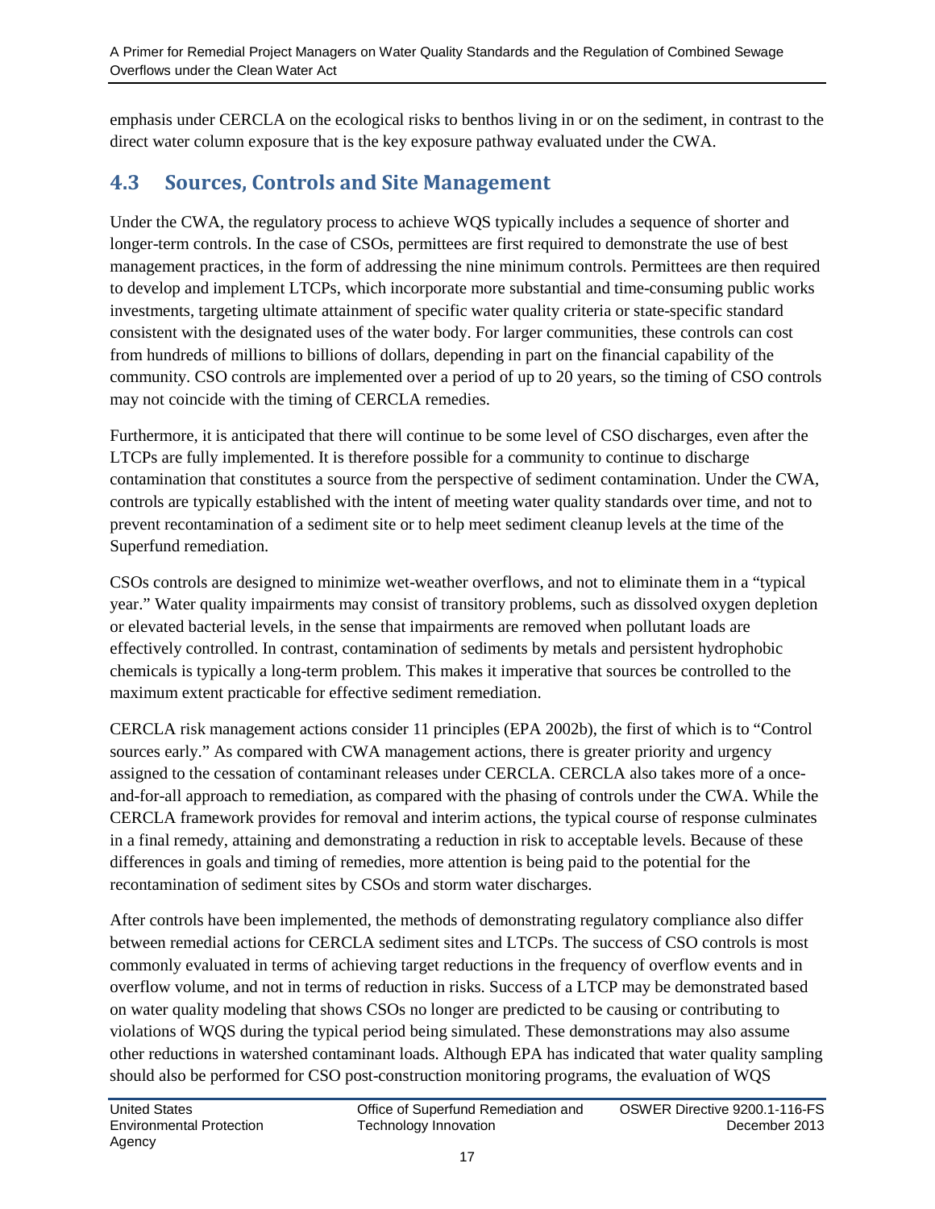emphasis under CERCLA on the ecological risks to benthos living in or on the sediment, in contrast to the direct water column exposure that is the key exposure pathway evaluated under the CWA.

## 4.3 Sources, Controls and Site Management

Under the CWA, the regulatory process to achieve WQS typically includes a sequence of shorter and longer-term controls. In the case of CSOs, permittees are first required to demonstrate the use of best management practices, in the form of addressing the nine minimum controls. Permittees are then required to develop and implement LTCPs, which incorporate more substantial and time-consuming public works investments, targeting ultimate attainment of specific water quality criteria or state-specific standard consistent with the designated uses of the water body. For larger communities, these controls can cost from hundreds of millions to billions of dollars, depending in part on the financial capability of the community. CSO controls are implemented over a period of up to 20 years, so the timing of CSO controls may not coincide with the timing of CERCLA remedies.

Furthermore, it is anticipated that there will continue to be some level of CSO discharges, even after the LTCPs are fully implemented. It is therefore possible for a community to continue to discharge contamination that constitutes a source from the perspective of sediment contamination. Under the CWA, controls are typically established with the intent of meeting water quality standards over time, and not to prevent recontamination of a sediment site or to help meet sediment cleanup levels at the time of the Superfund remediation.

CSOs controls are designed to minimize wet-weather overflows, and not to eliminate them in a "typical year." Water quality impairments may consist of transitory problems, such as dissolved oxygen depletion or elevated bacterial levels, in the sense that impairments are removed when pollutant loads are effectively controlled. In contrast, contamination of sediments by metals and persistent hydrophobic chemicals is typically a long-term problem. This makes it imperative that sources be controlled to the maximum extent practicable for effective sediment remediation.

CERCLA risk management actions consider 11 principles (EPA 2002b), the first of which is to "Control sources early." As compared with CWA management actions, there is greater priority and urgency assigned to the cessation of contaminant releases under CERCLA. CERCLA also takes more of a once-and-for-all approach to remediation, as compared with the phasing of controls under the CWA. While the CERCLA framework provides for removal and interim actions, the typical course of response culminates in a final remedy, attaining and demonstrating a reduction in risk to acceptable levels. Because of these differences in goals and timing of remedies, more attention is being paid to the potential for the recontamination of sediment sites by CSOs and storm water discharges.

After controls have been implemented, the methods of demonstrating regulatory compliance also differ between remedial actions for CERCLA sediment sites and LTCPs. The success of CSO controls is most commonly evaluated in terms of achieving target reductions in the frequency of overflow events and in overflow volume, and not in terms of reduction in risks. Success of a LTCP may be demonstrated based on water quality modeling that shows CSOs no longer are predicted to be causing or contributing to violations of WQS during the typical period being simulated. These demonstrations may also assume other reductions in watershed contaminant loads. Although EPA has indicated that water quality sampling should also be performed for CSO post-construction monitoring programs, the evaluation of WQS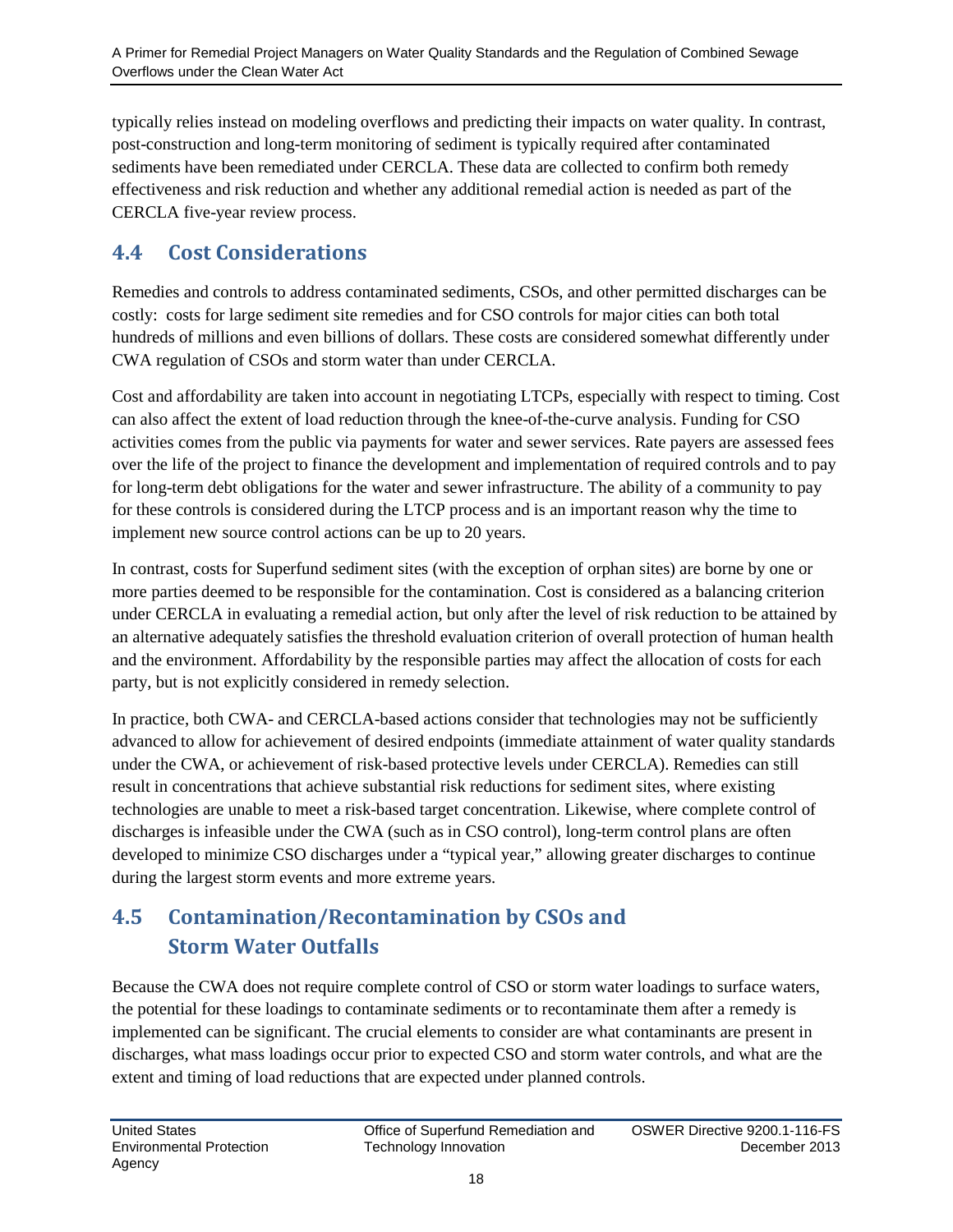typically relies instead on modeling overflows and predicting their impacts on water quality. In contrast, post-construction and long-term monitoring of sediment is typically required after contaminated sediments have been remediated under CERCLA. These data are collected to confirm both remedy effectiveness and risk reduction and whether any additional remedial action is needed as part of the CERCLA five-year review process.

## 4.4 Cost Considerations

Remedies and controls to address contaminated sediments, CSOs, and other permitted discharges can be costly: costs for large sediment site remedies and for CSO controls for major cities can both total hundreds of millions and even billions of dollars. These costs are considered somewhat differently under CWA regulation of CSOs and storm water than under CERCLA.

Cost and affordability are taken into account in negotiating LTCPs, especially with respect to timing. Cost can also affect the extent of load reduction through the knee-of-the-curve analysis. Funding for CSO activities comes from the public via payments for water and sewer services. Rate payers are assessed fees over the life of the project to finance the development and implementation of required controls and to pay for long-term debt obligations for the water and sewer infrastructure. The ability of a community to pay for these controls is considered during the LTCP process and is an important reason why the time to implement new source control actions can be up to 20 years.

In contrast, costs for Superfund sediment sites (with the exception of orphan sites) are borne by one or more parties deemed to be responsible for the contamination. Cost is considered as a balancing criterion under CERCLA in evaluating a remedial action, but only after the level of risk reduction to be attained by an alternative adequately satisfies the threshold evaluation criterion of overall protection of human health and the environment. Affordability by the responsible parties may affect the allocation of costs for each party, but is not explicitly considered in remedy selection.

In practice, both CWA- and CERCLA-based actions consider that technologies may not be sufficiently advanced to allow for achievement of desired endpoints (immediate attainment of water quality standards under the CWA, or achievement of risk-based protective levels under CERCLA). Remedies can still result in concentrations that achieve substantial risk reductions for sediment sites, where existing technologies are unable to meet a risk-based target concentration. Likewise, where complete control of discharges is infeasible under the CWA (such as in CSO control), long-term control plans are often developed to minimize CSO discharges under a "typical year," allowing greater discharges to continue during the largest storm events and more extreme years.

## 4.5 Contamination/Recontamination by CSOs and Storm Water Outfalls

Because the CWA does not require complete control of CSO or storm water loadings to surface waters, the potential for these loadings to contaminate sediments or to recontaminate them after a remedy is implemented can be significant. The crucial elements to consider are what contaminants are present in discharges, what mass loadings occur prior to expected CSO and storm water controls, and what are the extent and timing of load reductions that are expected under planned controls.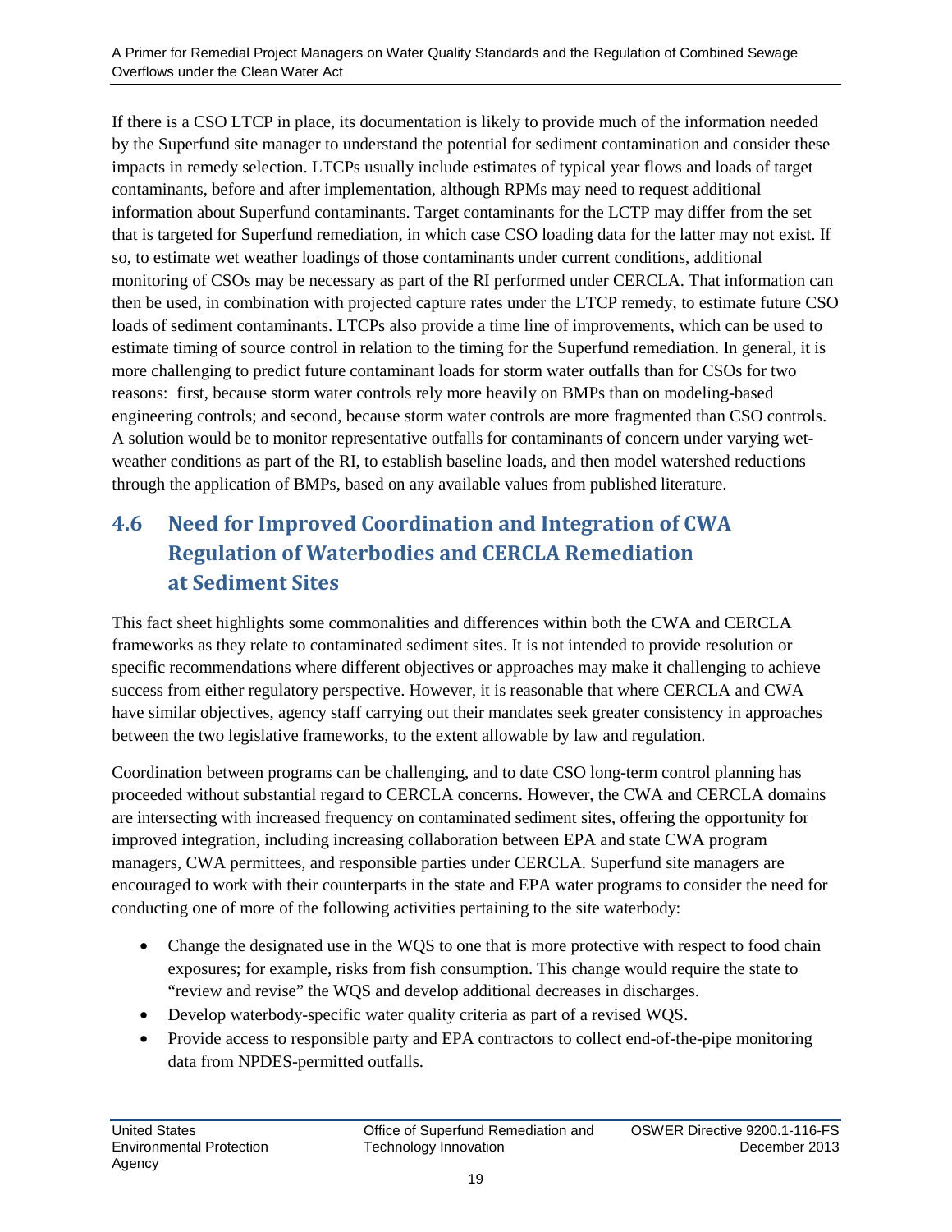If there is a CSO LTCP in place, its documentation is likely to provide much of the information needed by the Superfund site manager to understand the potential for sediment contamination and consider these impacts in remedy selection. LTCPs usually include estimates of typical year flows and loads of target contaminants, before and after implementation, although RPMs may need to request additional information about Superfund contaminants. Target contaminants for the LCTP may differ from the set that is targeted for Superfund remediation, in which case CSO loading data for the latter may not exist. If so, to estimate wet weather loadings of those contaminants under current conditions, additional monitoring of CSOs may be necessary as part of the RI performed under CERCLA. That information can then be used, in combination with projected capture rates under the LTCP remedy, to estimate future CSO loads of sediment contaminants. LTCPs also provide a time line of improvements, which can be used to estimate timing of source control in relation to the timing for the Superfund remediation. In general, it is more challenging to predict future contaminant loads for storm water outfalls than for CSOs for two reasons: first, because storm water controls rely more heavily on BMPs than on modeling-based engineering controls; and second, because storm water controls are more fragmented than CSO controls. A solution would be to monitor representative outfalls for contaminants of concern under varying wet-weather conditions as part of the RI, to establish baseline loads, and then model watershed reductions through the application of BMPs, based on any available values from published literature.

## 4.6 Need for Improved Coordination and Integration of CWA Regulation of Waterbodies and CERCLA Remediation at Sediment Sites

This fact sheet highlights some commonalities and differences within both the CWA and CERCLA frameworks as they relate to contaminated sediment sites. It is not intended to provide resolution or specific recommendations where different objectives or approaches may make it challenging to achieve success from either regulatory perspective. However, it is reasonable that where CERCLA and CWA have similar objectives, agency staff carrying out their mandates seek greater consistency in approaches between the two legislative frameworks, to the extent allowable by law and regulation.

Coordination between programs can be challenging, and to date CSO long-term control planning has proceeded without substantial regard to CERCLA concerns. However, the CWA and CERCLA domains are intersecting with increased frequency on contaminated sediment sites, offering the opportunity for improved integration, including increasing collaboration between EPA and state CWA program managers, CWA permittees, and responsible parties under CERCLA. Superfund site managers are encouraged to work with their counterparts in the state and EPA water programs to consider the need for conducting one of more of the following activities pertaining to the site waterbody:

- Change the designated use in the WQS to one that is more protective with respect to food chain exposures; for example, risks from fish consumption. This change would require the state to "review and revise" the WQS and develop additional decreases in discharges.
- Develop waterbody-specific water quality criteria as part of a revised WQS.
- Provide access to responsible party and EPA contractors to collect end-of-the-pipe monitoring data from NPDES-permitted outfalls.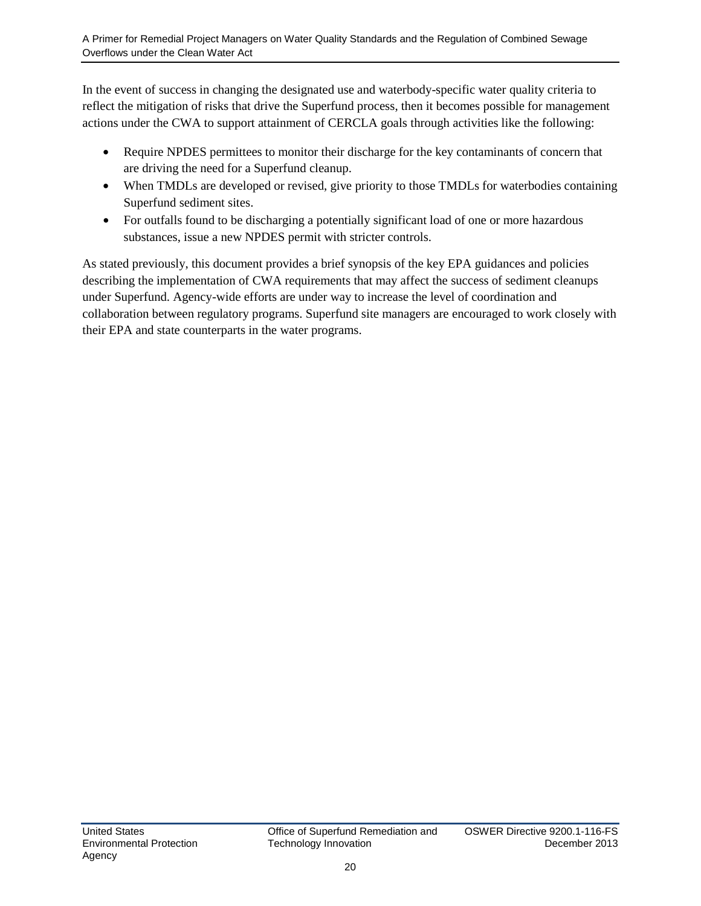In the event of success in changing the designated use and waterbody-specific water quality criteria to reflect the mitigation of risks that drive the Superfund process, then it becomes possible for management actions under the CWA to support attainment of CERCLA goals through activities like the following:

- Require NPDES permittees to monitor their discharge for the key contaminants of concern that are driving the need for a Superfund cleanup.
- When TMDLs are developed or revised, give priority to those TMDLs for waterbodies containing Superfund sediment sites.
- For outfalls found to be discharging a potentially significant load of one or more hazardous substances, issue a new NPDES permit with stricter controls.

As stated previously, this document provides a brief synopsis of the key EPA guidances and policies describing the implementation of CWA requirements that may affect the success of sediment cleanups under Superfund. Agency-wide efforts are under way to increase the level of coordination and collaboration between regulatory programs. Superfund site managers are encouraged to work closely with their EPA and state counterparts in the water programs.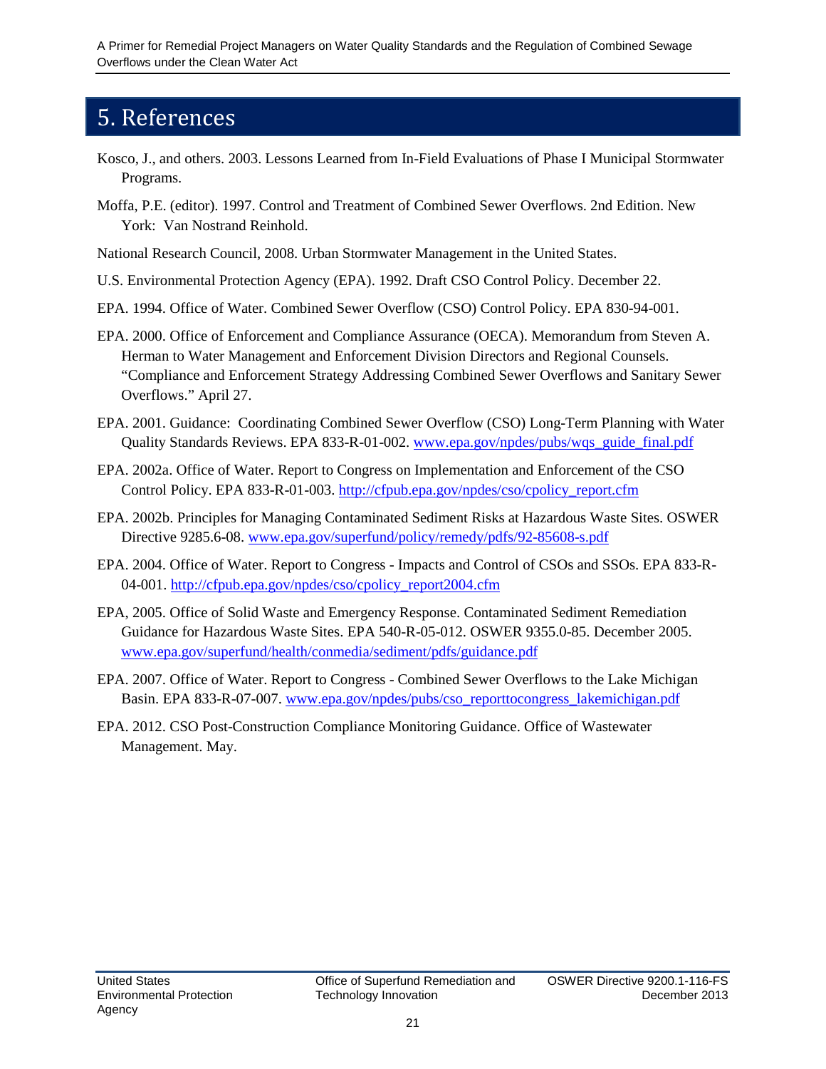# 5. References

Kosco, J., and others. 2003. Lessons Learned from In-Field Evaluations of Phase I Municipal Stormwater Programs.

Moffa, P.E. (editor). 1997. Control and Treatment of Combined Sewer Overflows. 2nd Edition. New York: Van Nostrand Reinhold.

National Research Council, 2008. Urban Stormwater Management in the United States.

U.S. Environmental Protection Agency (EPA). 1992. Draft CSO Control Policy. December 22.

EPA. 1994. Office of Water. Combined Sewer Overflow (CSO) Control Policy. EPA 830-94-001.

EPA. 2000. Office of Enforcement and Compliance Assurance (OECA). Memorandum from Steven A. Herman to Water Management and Enforcement Division Directors and Regional Counsels. "Compliance and Enforcement Strategy Addressing Combined Sewer Overflows and Sanitary Sewer Overflows." April 27.

EPA. 2001. Guidance: Coordinating Combined Sewer Overflow (CSO) Long-Term Planning with Water Quality Standards Reviews. EPA 833-R-01-002. www.epa.gov/npdes/pubs/wqs_guide_final.pdf

EPA. 2002a. Office of Water. Report to Congress on Implementation and Enforcement of the CSO Control Policy. EPA 833-R-01-003. http://cfpub.epa.gov/npdes/cso/cpolicy_report.cfm

EPA. 2002b. Principles for Managing Contaminated Sediment Risks at Hazardous Waste Sites. OSWER Directive 9285.6-08. www.epa.gov/superfund/policy/remedy/pdfs/92-85608-s.pdf

EPA. 2004. Office of Water. Report to Congress - Impacts and Control of CSOs and SSOs. EPA 833-R-04-001. http://cfpub.epa.gov/npdes/cso/cpolicy_report2004.cfm

EPA, 2005. Office of Solid Waste and Emergency Response. Contaminated Sediment Remediation Guidance for Hazardous Waste Sites. EPA 540-R-05-012. OSWER 9355.0-85. December 2005. www.epa.gov/superfund/health/conmedia/sediment/pdfs/guidance.pdf

EPA. 2007. Office of Water. Report to Congress - Combined Sewer Overflows to the Lake Michigan Basin. EPA 833-R-07-007. www.epa.gov/npdes/pubs/cso_reporttocongress_lakemichigan.pdf

EPA. 2012. CSO Post-Construction Compliance Monitoring Guidance. Office of Wastewater Management. May.